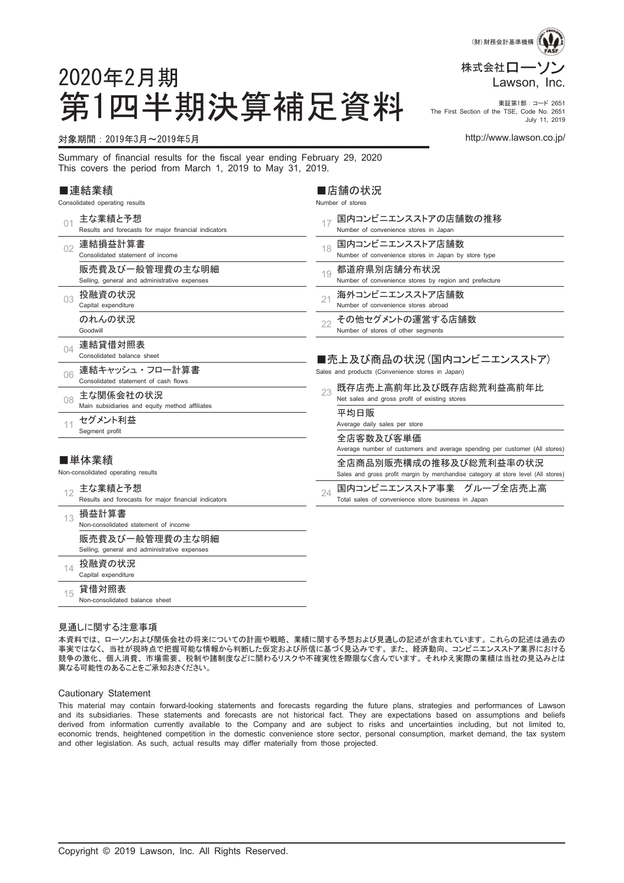(財)財務会計基準機構

株式会社ローソン
Lawson, Inc.

東証第1部：コード 2651
The First Section of the TSE, Code No. 2651
July 11, 2019

http://www.lawson.co.jp/

# 2020年2月期
# 第1四半期決算補足資料

対象期間：2019年3月～2019年5月

Summary of financial results for the fiscal year ending February 29, 2020
This covers the period from March 1, 2019 to May 31, 2019.

## ■連結業績
Consolidated operating results

| | |
|---|---|
| 01 | 主な業績と予想 Results and forecasts for major financial indicators |
| 02 | 連結損益計算書 Consolidated statement of income |
| | 販売費及び一般管理費の主な明細 Selling, general and administrative expenses |
| 03 | 投融資の状況 Capital expenditure |
| | のれんの状況 Goodwill |
| 04 | 連結貸借対照表 Consolidated balance sheet |
| 06 | 連結キャッシュ・フロー計算書 Consolidated statement of cash flows |
| 08 | 主な関係会社の状況 Main subsidiaries and equity method affiliates |
| 11 | セグメント利益 Segment profit |

## ■単体業績
Non-consolidated operating results

| | |
|---|---|
| 12 | 主な業績と予想 Results and forecasts for major financial indicators |
| 13 | 損益計算書 Non-consolidated statement of income |
| | 販売費及び一般管理費の主な明細 Selling, general and administrative expenses |
| 14 | 投融資の状況 Capital expenditure |
| 15 | 貸借対照表 Non-consolidated balance sheet |

## ■店舗の状況
Number of stores

| | |
|---|---|
| 17 | 国内コンビニエンスストアの店舗数の推移 Number of convenience stores in Japan |
| 18 | 国内コンビニエンスストア店舗数 Number of convenience stores in Japan by store type |
| 19 | 都道府県別店舗分布状況 Number of convenience stores by region and prefecture |
| 21 | 海外コンビニエンスストア店舗数 Number of convenience stores abroad |
| 22 | その他セグメントの運営する店舗数 Number of stores of other segments |

## ■売上及び商品の状況（国内コンビニエンスストア）
Sales and products (Convenience stores in Japan)

| | |
|---|---|
| 23 | 既存店売上高前年比及び既存店総荒利益高前年比 Net sales and gross profit of existing stores |
| | 平均日販 Average daily sales per store |
| | 全店客数及び客単価 Average number of customers and average spending per customer (All stores) |
| | 全店商品別販売構成の推移及び総荒利益率の状況 Sales and gross profit margin by merchandise category at store level (All stores) |
| 24 | 国内コンビニエンスストア事業　グループ全店売上高 Total sales of convenience store business in Japan |

### 見通しに関する注意事項

本資料では、ローソンおよび関係会社の将来についての計画や戦略、業績に関する予想および見通しの記述が含まれています。これらの記述は過去の事実ではなく、当社が現時点で把握可能な情報から判断した仮定および所信に基づく見込みです。また、経済動向、コンビニエンスストア業界における競争の激化、個人消費、市場需要、税制や諸制度などに関わるリスクや不確実性を際限なく含んでいます。それゆえ実際の業績は当社の見込みとは異なる可能性のあることをご承知おきください。

### Cautionary Statement

This material may contain forward-looking statements and forecasts regarding the future plans, strategies and performances of Lawson and its subsidiaries. These statements and forecasts are not historical fact. They are expectations based on assumptions and beliefs derived from information currently available to the Company and are subject to risks and uncertainties including, but not limited to, economic trends, heightened competition in the domestic convenience store sector, personal consumption, market demand, the tax system and other legislation. As such, actual results may differ materially from those projected.

Copyright © 2019 Lawson, Inc. All Rights Reserved.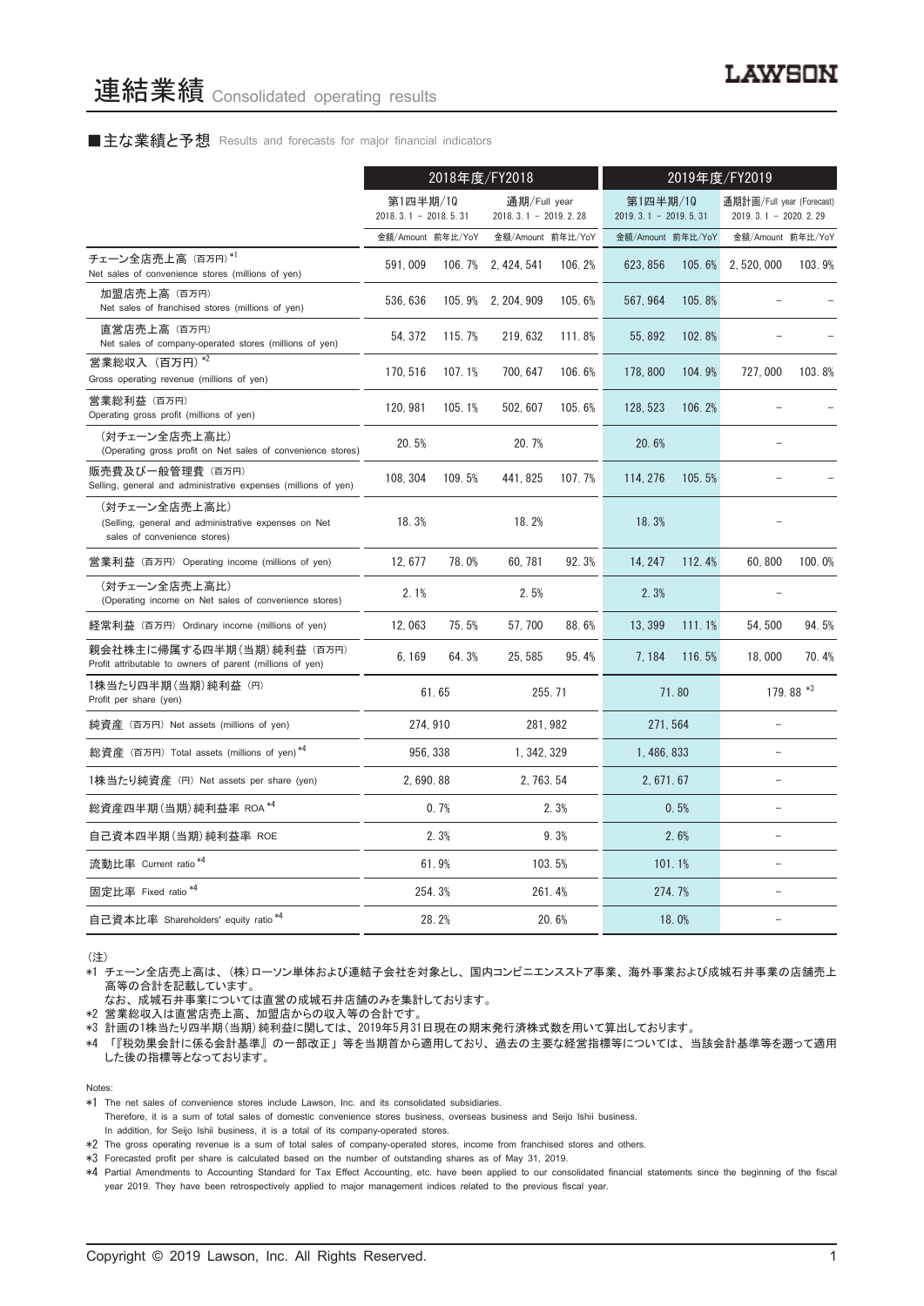# 連結業績 Consolidated operating results

■主な業績と予想 Results and forecasts for major financial indicators

| | 2018年度/FY2018 | | | | 2019年度/FY2019 | | | |
|---|---|---|---|---|---|---|---|---|
| | 第1四半期/1Q 2018. 3. 1 – 2018. 5. 31 | | 通期/Full year 2018. 3. 1 – 2019. 2. 28 | | 第1四半期/1Q 2019. 3. 1 – 2019. 5. 31 | | 通期計画/Full year (Forecast) 2019. 3. 1 – 2020. 2. 29 | |
| | 金額/Amount | 前年比/YoY | 金額/Amount | 前年比/YoY | 金額/Amount | 前年比/YoY | 金額/Amount | 前年比/YoY |
| チェーン全店売上高 (百万円) *1 Net sales of convenience stores (millions of yen) | 591, 009 | 106. 7% | 2, 424, 541 | 106. 2% | 623, 856 | 105. 6% | 2, 520, 000 | 103. 9% |
| 加盟店売上高 (百万円) Net sales of franchised stores (millions of yen) | 536, 636 | 105. 9% | 2, 204, 909 | 105. 6% | 567, 964 | 105. 8% | – | – |
| 直営店売上高 (百万円) Net sales of company-operated stores (millions of yen) | 54, 372 | 115. 7% | 219, 632 | 111. 8% | 55, 892 | 102. 8% | – | – |
| 営業総収入 (百万円) *2 Gross operating revenue (millions of yen) | 170, 516 | 107. 1% | 700, 647 | 106. 6% | 178, 800 | 104. 9% | 727, 000 | 103. 8% |
| 営業総利益 (百万円) Operating gross profit (millions of yen) | 120, 981 | 105. 1% | 502, 607 | 105. 6% | 128, 523 | 106. 2% | – | – |
| (対チェーン全店売上高比) (Operating gross profit on Net sales of convenience stores) | 20. 5% | | 20. 7% | | 20. 6% | | – | |
| 販売費及び一般管理費 (百万円) Selling, general and administrative expenses (millions of yen) | 108, 304 | 109. 5% | 441, 825 | 107. 7% | 114, 276 | 105. 5% | – | – |
| (対チェーン全店売上高比) (Selling, general and administrative expenses on Net sales of convenience stores) | 18. 3% | | 18. 2% | | 18. 3% | | – | |
| 営業利益 (百万円) Operating income (millions of yen) | 12, 677 | 78. 0% | 60, 781 | 92. 3% | 14, 247 | 112. 4% | 60, 800 | 100. 0% |
| (対チェーン全店売上高比) (Operating income on Net sales of convenience stores) | 2. 1% | | 2. 5% | | 2. 3% | | – | |
| 経常利益 (百万円) Ordinary income (millions of yen) | 12, 063 | 75. 5% | 57, 700 | 88. 6% | 13, 399 | 111. 1% | 54, 500 | 94. 5% |
| 親会社株主に帰属する四半期(当期)純利益 (百万円) Profit attributable to owners of parent (millions of yen) | 6, 169 | 64. 3% | 25, 585 | 95. 4% | 7, 184 | 116. 5% | 18, 000 | 70. 4% |
| 1株当たり四半期(当期)純利益 (円) Profit per share (yen) | 61. 65 | | 255. 71 | | 71. 80 | | 179. 88 *3 | |
| 純資産 (百万円) Net assets (millions of yen) | 274, 910 | | 281, 982 | | 271, 564 | | – | |
| 総資産 (百万円) Total assets (millions of yen) *4 | 956, 338 | | 1, 342, 329 | | 1, 486, 833 | | – | |
| 1株当たり純資産 (円) Net assets per share (yen) | 2, 690. 88 | | 2, 763. 54 | | 2, 671. 67 | | – | |
| 総資産四半期(当期)純利益率 ROA *4 | 0. 7% | | 2. 3% | | 0. 5% | | – | |
| 自己資本四半期(当期)純利益率 ROE | 2. 3% | | 9. 3% | | 2. 6% | | – | |
| 流動比率 Current ratio *4 | 61. 9% | | 103. 5% | | 101. 1% | | – | |
| 固定比率 Fixed ratio *4 | 254. 3% | | 261. 4% | | 274. 7% | | – | |
| 自己資本比率 Shareholders' equity ratio *4 | 28. 2% | | 20. 6% | | 18. 0% | | – | |

(注)

*1 チェーン全店売上高は、(株)ローソン単体および連結子会社を対象とし、国内コンビニエンスストア事業、海外事業および成城石井事業の店舗売上高等の合計を記載しています。
なお、成城石井事業については直営の成城石井店舗のみを集計しております。

*2 営業総収入は直営店売上高、加盟店からの収入等の合計です。

*3 計画の1株当たり四半期(当期)純利益に関しては、2019年5月31日現在の期末発行済株式数を用いて算出しております。

*4 「『税効果会計に係る会計基準』の一部改正」等を当期首から適用しており、過去の主要な経営指標等については、当該会計基準等を遡って適用した後の指標等となっております。

Notes:

*1 The net sales of convenience stores include Lawson, Inc. and its consolidated subsidiaries.
Therefore, it is a sum of total sales of domestic convenience stores business, overseas business and Seijo Ishii business.
In addition, for Seijo Ishii business, it is a total of its company-operated stores.

*2 The gross operating revenue is a sum of total sales of company-operated stores, income from franchised stores and others.

*3 Forecasted profit per share is calculated based on the number of outstanding shares as of May 31, 2019.

*4 Partial Amendments to Accounting Standard for Tax Effect Accounting, etc. have been applied to our consolidated financial statements since the beginning of the fiscal year 2019. They have been retrospectively applied to major management indices related to the previous fiscal year.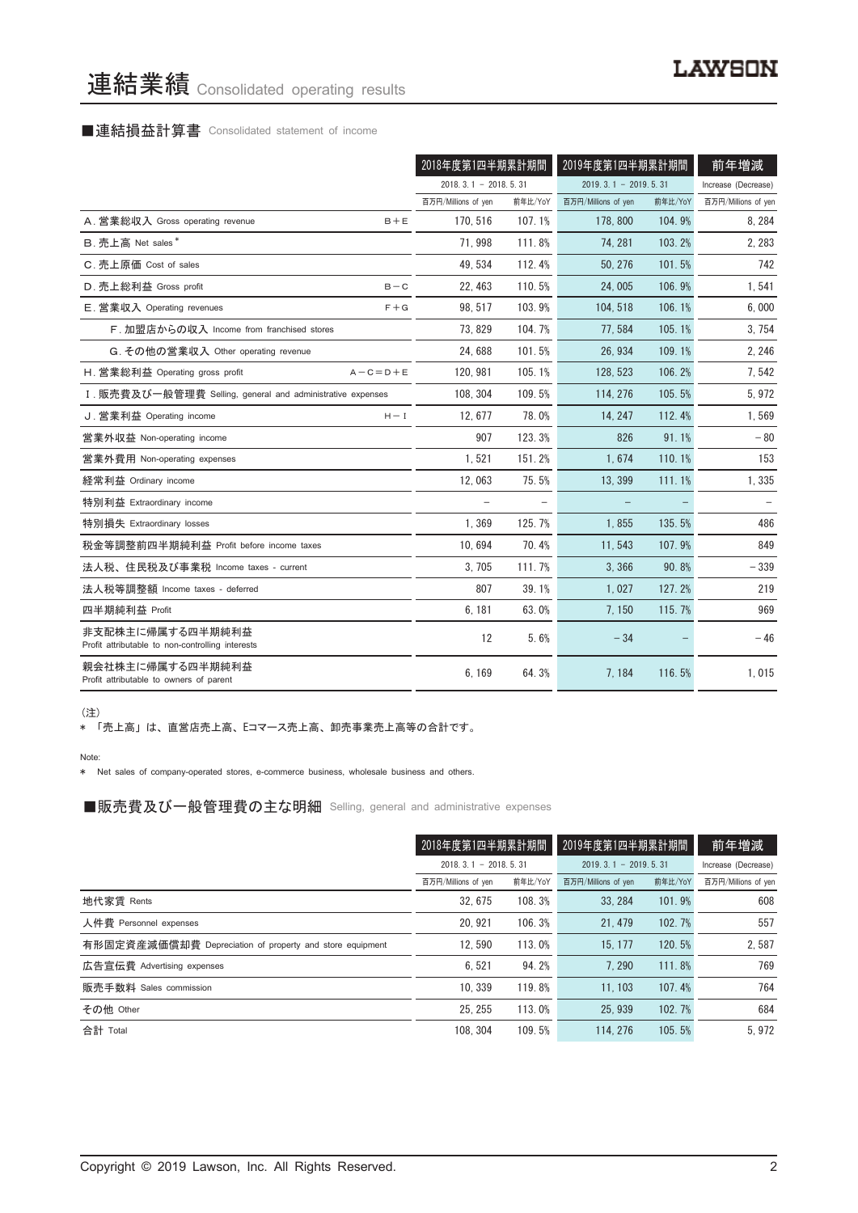# 連結業績 Consolidated operating results

LAWSON

## ■連結損益計算書 Consolidated statement of income

| | | 2018年度第1四半期累計期間 | | 2019年度第1四半期累計期間 | | 前年増減 |
|---|---|---|---|---|---|---|
| | | 2018. 3. 1 － 2018. 5. 31 | | 2019. 3. 1 － 2019. 5. 31 | | Increase (Decrease) |
| | | 百万円/Millions of yen | 前年比/YoY | 百万円/Millions of yen | 前年比/YoY | 百万円/Millions of yen |
| A. 営業総収入 Gross operating revenue | B＋E | 170, 516 | 107. 1% | 178, 800 | 104. 9% | 8, 284 |
| B. 売上高 Net sales * | | 71, 998 | 111. 8% | 74, 281 | 103. 2% | 2, 283 |
| C. 売上原価 Cost of sales | | 49, 534 | 112. 4% | 50, 276 | 101. 5% | 742 |
| D. 売上総利益 Gross profit | B－C | 22, 463 | 110. 5% | 24, 005 | 106. 9% | 1, 541 |
| E. 営業収入 Operating revenues | F＋G | 98, 517 | 103. 9% | 104, 518 | 106. 1% | 6, 000 |
| F. 加盟店からの収入 Income from franchised stores | | 73, 829 | 104. 7% | 77, 584 | 105. 1% | 3, 754 |
| G. その他の営業収入 Other operating revenue | | 24, 688 | 101. 5% | 26, 934 | 109. 1% | 2, 246 |
| H. 営業総利益 Operating gross profit | A－C＝D＋E | 120, 981 | 105. 1% | 128, 523 | 106. 2% | 7, 542 |
| I. 販売費及び一般管理費 Selling, general and administrative expenses | | 108, 304 | 109. 5% | 114, 276 | 105. 5% | 5, 972 |
| J. 営業利益 Operating income | H－I | 12, 677 | 78. 0% | 14, 247 | 112. 4% | 1, 569 |
| 営業外収益 Non-operating income | | 907 | 123. 3% | 826 | 91. 1% | －80 |
| 営業外費用 Non-operating expenses | | 1, 521 | 151. 2% | 1, 674 | 110. 1% | 153 |
| 経常利益 Ordinary income | | 12, 063 | 75. 5% | 13, 399 | 111. 1% | 1, 335 |
| 特別利益 Extraordinary income | | － | － | － | － | － |
| 特別損失 Extraordinary losses | | 1, 369 | 125. 7% | 1, 855 | 135. 5% | 486 |
| 税金等調整前四半期純利益 Profit before income taxes | | 10, 694 | 70. 4% | 11, 543 | 107. 9% | 849 |
| 法人税、住民税及び事業税 Income taxes - current | | 3, 705 | 111. 7% | 3, 366 | 90. 8% | －339 |
| 法人税等調整額 Income taxes - deferred | | 807 | 39. 1% | 1, 027 | 127. 2% | 219 |
| 四半期純利益 Profit | | 6, 181 | 63. 0% | 7, 150 | 115. 7% | 969 |
| 非支配株主に帰属する四半期純利益 Profit attributable to non-controlling interests | | 12 | 5. 6% | －34 | － | －46 |
| 親会社株主に帰属する四半期純利益 Profit attributable to owners of parent | | 6, 169 | 64. 3% | 7, 184 | 116. 5% | 1, 015 |

（注）

＊ 「売上高」は、直営店売上高、Eコマース売上高、卸売事業売上高等の合計です。

Note:

＊ Net sales of company-operated stores, e-commerce business, wholesale business and others.

## ■販売費及び一般管理費の主な明細 Selling, general and administrative expenses

| | 2018年度第1四半期累計期間 | | 2019年度第1四半期累計期間 | | 前年増減 |
|---|---|---|---|---|---|
| | 2018. 3. 1 － 2018. 5. 31 | | 2019. 3. 1 － 2019. 5. 31 | | Increase (Decrease) |
| | 百万円/Millions of yen | 前年比/YoY | 百万円/Millions of yen | 前年比/YoY | 百万円/Millions of yen |
| 地代家賃 Rents | 32, 675 | 108. 3% | 33, 284 | 101. 9% | 608 |
| 人件費 Personnel expenses | 20, 921 | 106. 3% | 21, 479 | 102. 7% | 557 |
| 有形固定資産減価償却費 Depreciation of property and store equipment | 12, 590 | 113. 0% | 15, 177 | 120. 5% | 2, 587 |
| 広告宣伝費 Advertising expenses | 6, 521 | 94. 2% | 7, 290 | 111. 8% | 769 |
| 販売手数料 Sales commission | 10, 339 | 119. 8% | 11, 103 | 107. 4% | 764 |
| その他 Other | 25, 255 | 113. 0% | 25, 939 | 102. 7% | 684 |
| 合計 Total | 108, 304 | 109. 5% | 114, 276 | 105. 5% | 5, 972 |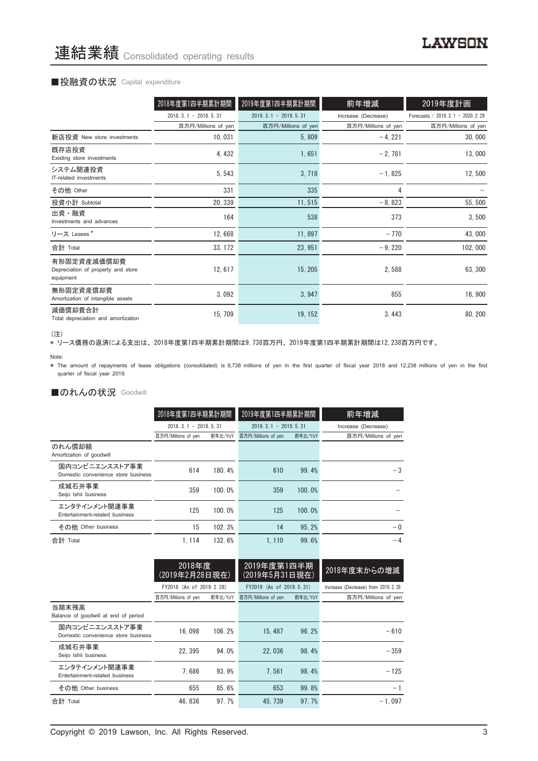# 連結業績 Consolidated operating results

## ■投融資の状況 Capital expenditure

| | 2018年度第1四半期累計期間 | 2019年度第1四半期累計期間 | 前年増減 | 2019年度計画 |
|---|---|---|---|---|
| | 2018. 3. 1 – 2018. 5. 31 | 2019. 3. 1 – 2019. 5. 31 | Increase (Decrease) | Forecasts / 2019. 3. 1 – 2020. 2. 29 |
| | 百万円/Millions of yen | 百万円/Millions of yen | 百万円/Millions of yen | 百万円/Millions of yen |
| 新店投資 New store investments | 10, 031 | 5, 809 | – 4, 221 | 30, 000 |
| 既存店投資 Existing store investments | 4, 432 | 1, 651 | – 2, 781 | 13, 000 |
| システム関連投資 IT-related investments | 5, 543 | 3, 718 | – 1, 825 | 12, 500 |
| その他 Other | 331 | 335 | 4 | – |
| 投資小計 Subtotal | 20, 339 | 11, 515 | – 8, 823 | 55, 500 |
| 出資・融資 Investments and advances | 164 | 538 | 373 | 3, 500 |
| リース Leases * | 12, 668 | 11, 897 | – 770 | 43, 000 |
| 合計 Total | 33, 172 | 23, 951 | – 9, 220 | 102, 000 |
| 有形固定資産減価償却費 Depreciation of property and store equipment | 12, 617 | 15, 205 | 2, 588 | 63, 300 |
| 無形固定資産償却費 Amortization of intangible assets | 3, 092 | 3, 947 | 855 | 16, 900 |
| 減価償却費合計 Total depreciation and amortization | 15, 709 | 19, 152 | 3, 443 | 80, 200 |

（注）

* リース債務の返済による支出は、2018年度第1四半期累計期間は9, 738百万円、2019年度第1四半期累計期間は12, 238百万円です。

Note:

* The amount of repayments of lease obligations (consolidated) is 9,738 millions of yen in the first quarter of fiscal year 2018 and 12,238 millions of yen in the first quarter of fiscal year 2019.

## ■のれんの状況 Goodwill

| | 2018年度第1四半期累計期間 | | 2019年度第1四半期累計期間 | | 前年増減 |
|---|---|---|---|---|---|
| | 2018. 3. 1 – 2018. 5. 31 | | 2019. 3. 1 – 2019. 5. 31 | | Increase (Decrease) |
| | 百万円/Millions of yen | 前年比/YoY | 百万円/Millions of yen | 前年比/YoY | 百万円/Millions of yen |
| のれん償却額 Amortization of goodwill | | | | | |
| 国内コンビニエンスストア事業 Domestic convenience store business | 614 | 180. 4% | 610 | 99. 4% | – 3 |
| 成城石井事業 Seijo Ishii business | 359 | 100. 0% | 359 | 100. 0% | – |
| エンタテインメント関連事業 Entertainment-related business | 125 | 100. 0% | 125 | 100. 0% | – |
| その他 Other business | 15 | 102. 3% | 14 | 95. 2% | – 0 |
| 合計 Total | 1, 114 | 132. 6% | 1, 110 | 99. 6% | – 4 |

| | 2018年度 (2019年2月28日現在) | | 2019年度第1四半期 (2019年5月31日現在) | | 2018年度末からの増減 |
|---|---|---|---|---|---|
| | FY2018 (As of 2019. 2. 28) | | FY2019 (As of 2019. 5. 31) | | Increase (Decrease) from 2019. 2. 28 |
| | 百万円/Millions of yen | 前年比/YoY | 百万円/Millions of yen | 前年比/YoY | 百万円/Millions of yen |
| 当期末残高 Balance of goodwill at end of period | | | | | |
| 国内コンビニエンスストア事業 Domestic convenience store business | 16, 098 | 106. 2% | 15, 487 | 96. 2% | – 610 |
| 成城石井事業 Seijo Ishii business | 22, 395 | 94. 0% | 22, 036 | 98. 4% | – 359 |
| エンタテインメント関連事業 Entertainment-related business | 7, 686 | 93. 9% | 7, 561 | 98. 4% | – 125 |
| その他 Other business | 655 | 85. 6% | 653 | 99. 8% | – 1 |
| 合計 Total | 46, 836 | 97. 7% | 45, 739 | 97. 7% | – 1, 097 |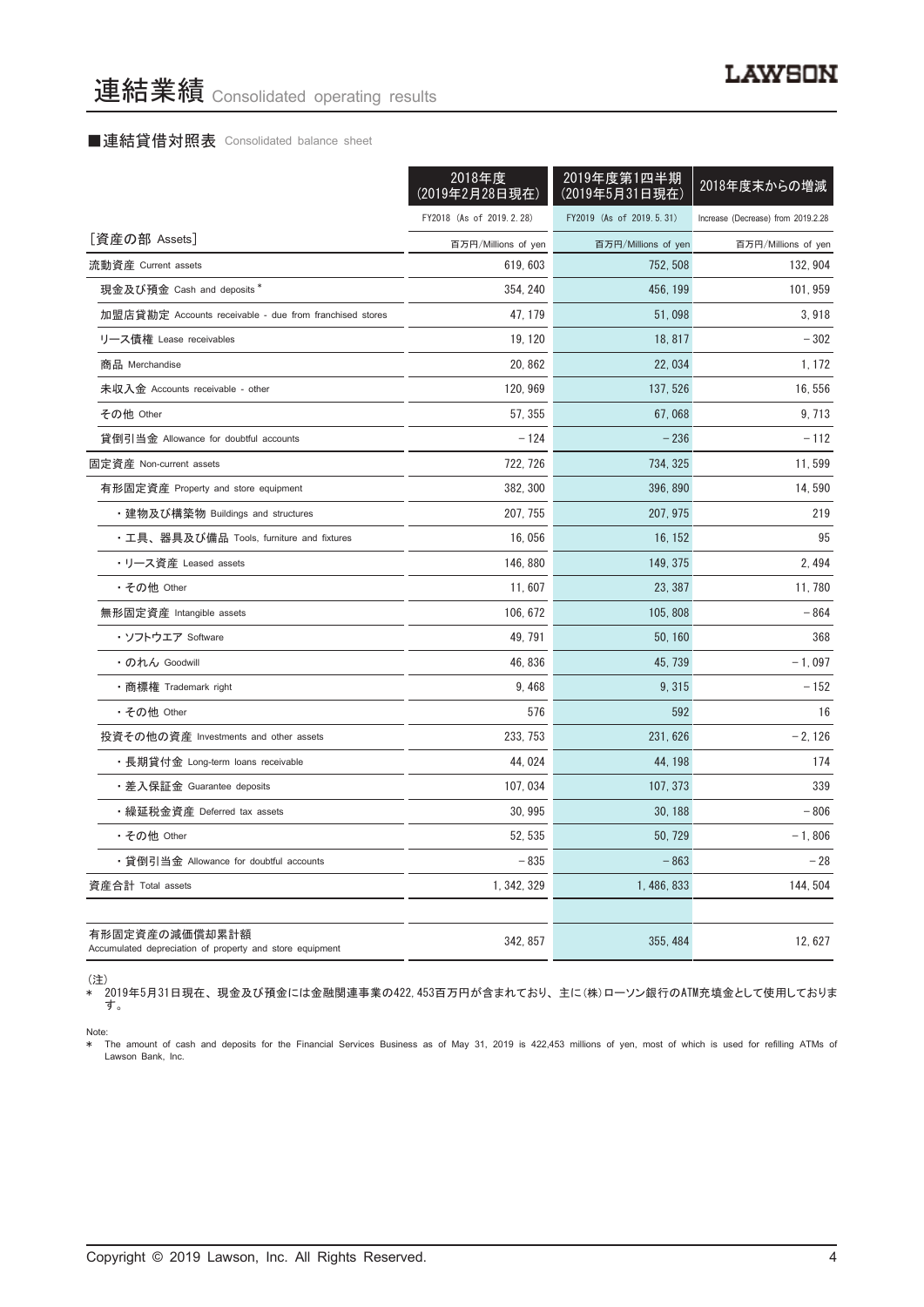# 連結業績 Consolidated operating results

### ■連結貸借対照表 Consolidated balance sheet

| | 2018年度(2019年2月28日現在) | 2019年度第1四半期(2019年5月31日現在) | 2018年度末からの増減 |
|---|---|---|---|
| | FY2018 (As of 2019.2.28) | FY2019 (As of 2019.5.31) | Increase (Decrease) from 2019.2.28 |
| ［資産の部 Assets］ | 百万円/Millions of yen | 百万円/Millions of yen | 百万円/Millions of yen |
| 流動資産 Current assets | 619,603 | 752,508 | 132,904 |
| 現金及び預金 Cash and deposits * | 354,240 | 456,199 | 101,959 |
| 加盟店貸勘定 Accounts receivable - due from franchised stores | 47,179 | 51,098 | 3,918 |
| リース債権 Lease receivables | 19,120 | 18,817 | －302 |
| 商品 Merchandise | 20,862 | 22,034 | 1,172 |
| 未収入金 Accounts receivable - other | 120,969 | 137,526 | 16,556 |
| その他 Other | 57,355 | 67,068 | 9,713 |
| 貸倒引当金 Allowance for doubtful accounts | －124 | －236 | －112 |
| 固定資産 Non-current assets | 722,726 | 734,325 | 11,599 |
| 有形固定資産 Property and store equipment | 382,300 | 396,890 | 14,590 |
| ・建物及び構築物 Buildings and structures | 207,755 | 207,975 | 219 |
| ・工具、器具及び備品 Tools, furniture and fixtures | 16,056 | 16,152 | 95 |
| ・リース資産 Leased assets | 146,880 | 149,375 | 2,494 |
| ・その他 Other | 11,607 | 23,387 | 11,780 |
| 無形固定資産 Intangible assets | 106,672 | 105,808 | －864 |
| ・ソフトウエア Software | 49,791 | 50,160 | 368 |
| ・のれん Goodwill | 46,836 | 45,739 | －1,097 |
| ・商標権 Trademark right | 9,468 | 9,315 | －152 |
| ・その他 Other | 576 | 592 | 16 |
| 投資その他の資産 Investments and other assets | 233,753 | 231,626 | －2,126 |
| ・長期貸付金 Long-term loans receivable | 44,024 | 44,198 | 174 |
| ・差入保証金 Guarantee deposits | 107,034 | 107,373 | 339 |
| ・繰延税金資産 Deferred tax assets | 30,995 | 30,188 | －806 |
| ・その他 Other | 52,535 | 50,729 | －1,806 |
| ・貸倒引当金 Allowance for doubtful accounts | －835 | －863 | －28 |
| 資産合計 Total assets | 1,342,329 | 1,486,833 | 144,504 |
| | | | |
| 有形固定資産の減価償却累計額 Accumulated depreciation of property and store equipment | 342,857 | 355,484 | 12,627 |

(注)
＊ 2019年5月31日現在、現金及び預金には金融関連事業の422,453百万円が含まれており、主に(株)ローソン銀行のATM充填金として使用しております。

Note:
＊ The amount of cash and deposits for the Financial Services Business as of May 31, 2019 is 422,453 millions of yen, most of which is used for refilling ATMs of Lawson Bank, Inc.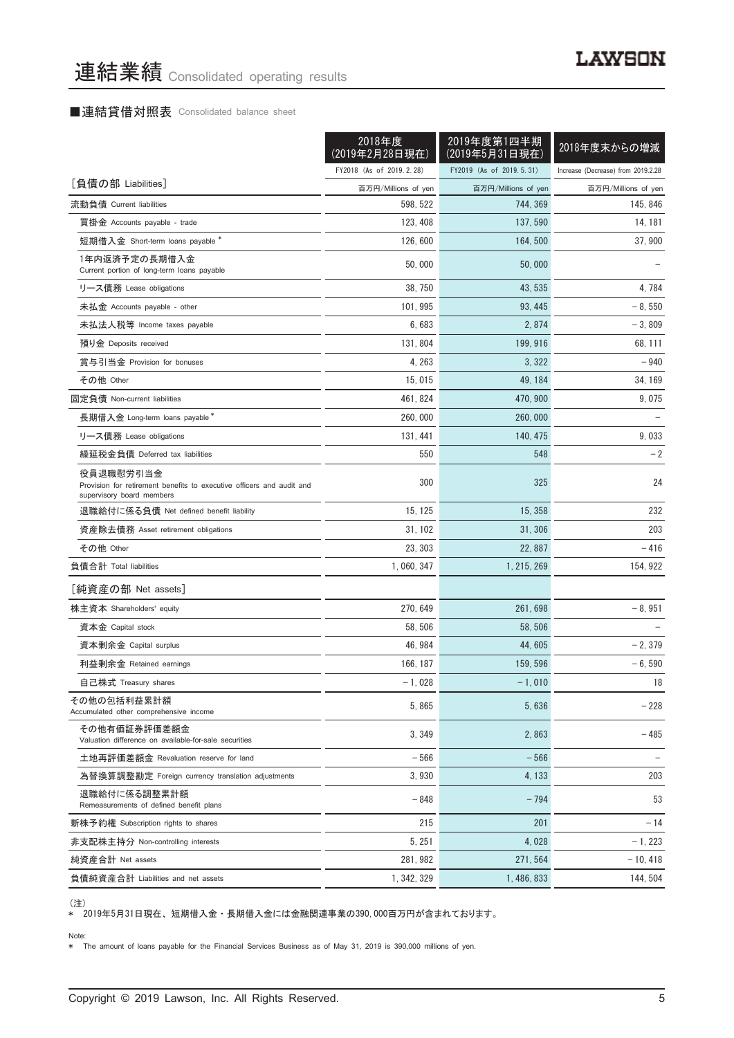# 連結業績 Consolidated operating results

## ■連結貸借対照表 Consolidated balance sheet

| | 2018年度(2019年2月28日現在) FY2018 (As of 2019. 2. 28) | 2019年度第1四半期(2019年5月31日現在) FY2019 (As of 2019. 5. 31) | 2018年度末からの増減 Increase (Decrease) from 2019.2.28 |
|---|---|---|---|
| ［負債の部 Liabilities］ | 百万円/Millions of yen | 百万円/Millions of yen | 百万円/Millions of yen |
| 流動負債 Current liabilities | 598, 522 | 744, 369 | 145, 846 |
| 買掛金 Accounts payable - trade | 123, 408 | 137, 590 | 14, 181 |
| 短期借入金 Short-term loans payable * | 126, 600 | 164, 500 | 37, 900 |
| 1年内返済予定の長期借入金 Current portion of long-term loans payable | 50, 000 | 50, 000 | – |
| リース債務 Lease obligations | 38, 750 | 43, 535 | 4, 784 |
| 未払金 Accounts payable - other | 101, 995 | 93, 445 | – 8, 550 |
| 未払法人税等 Income taxes payable | 6, 683 | 2, 874 | – 3, 809 |
| 預り金 Deposits received | 131, 804 | 199, 916 | 68, 111 |
| 賞与引当金 Provision for bonuses | 4, 263 | 3, 322 | – 940 |
| その他 Other | 15, 015 | 49, 184 | 34, 169 |
| 固定負債 Non-current liabilities | 461, 824 | 470, 900 | 9, 075 |
| 長期借入金 Long-term loans payable * | 260, 000 | 260, 000 | – |
| リース債務 Lease obligations | 131, 441 | 140, 475 | 9, 033 |
| 繰延税金負債 Deferred tax liabilities | 550 | 548 | – 2 |
| 役員退職慰労引当金 Provision for retirement benefits to executive officers and audit and supervisory board members | 300 | 325 | 24 |
| 退職給付に係る負債 Net defined benefit liability | 15, 125 | 15, 358 | 232 |
| 資産除去債務 Asset retirement obligations | 31, 102 | 31, 306 | 203 |
| その他 Other | 23, 303 | 22, 887 | – 416 |
| 負債合計 Total liabilities | 1, 060, 347 | 1, 215, 269 | 154, 922 |
| ［純資産の部 Net assets］ | | | |
| 株主資本 Shareholders' equity | 270, 649 | 261, 698 | – 8, 951 |
| 資本金 Capital stock | 58, 506 | 58, 506 | – |
| 資本剰余金 Capital surplus | 46, 984 | 44, 605 | – 2, 379 |
| 利益剰余金 Retained earnings | 166, 187 | 159, 596 | – 6, 590 |
| 自己株式 Treasury shares | – 1, 028 | – 1, 010 | 18 |
| その他の包括利益累計額 Accumulated other comprehensive income | 5, 865 | 5, 636 | – 228 |
| その他有価証券評価差額金 Valuation difference on available-for-sale securities | 3, 349 | 2, 863 | – 485 |
| 土地再評価差額金 Revaluation reserve for land | – 566 | – 566 | – |
| 為替換算調整勘定 Foreign currency translation adjustments | 3, 930 | 4, 133 | 203 |
| 退職給付に係る調整累計額 Remeasurements of defined benefit plans | – 848 | – 794 | 53 |
| 新株予約権 Subscription rights to shares | 215 | 201 | – 14 |
| 非支配株主持分 Non-controlling interests | 5, 251 | 4, 028 | – 1, 223 |
| 純資産合計 Net assets | 281, 982 | 271, 564 | – 10, 418 |
| 負債純資産合計 Liabilities and net assets | 1, 342, 329 | 1, 486, 833 | 144, 504 |

（注）
＊ 2019年5月31日現在、短期借入金・長期借入金には金融関連事業の390,000百万円が含まれております。

Note:
＊ The amount of loans payable for the Financial Services Business as of May 31, 2019 is 390,000 millions of yen.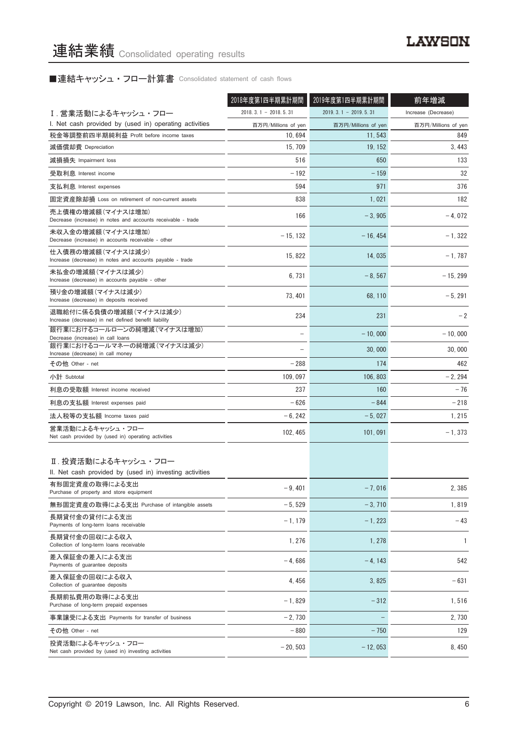# 連結業績 Consolidated operating results

## ■連結キャッシュ・フロー計算書 Consolidated statement of cash flows

| | 2018年度第1四半期累計期間 | 2019年度第1四半期累計期間 | 前年増減 |
|---|---|---|---|
| Ⅰ. 営業活動によるキャッシュ・フロー | 2018. 3. 1 － 2018. 5. 31 | 2019. 3. 1 － 2019. 5. 31 | Increase (Decrease) |
| I. Net cash provided by (used in) operating activities | 百万円/Millions of yen | 百万円/Millions of yen | 百万円/Millions of yen |
| 税金等調整前四半期純利益 Profit before income taxes | 10,694 | 11,543 | 849 |
| 減価償却費 Depreciation | 15,709 | 19,152 | 3,443 |
| 減損損失 Impairment loss | 516 | 650 | 133 |
| 受取利息 Interest income | －192 | －159 | 32 |
| 支払利息 Interest expenses | 594 | 971 | 376 |
| 固定資産除却損 Loss on retirement of non-current assets | 838 | 1,021 | 182 |
| 売上債権の増減額(マイナスは増加) Decrease (increase) in notes and accounts receivable - trade | 166 | －3,905 | －4,072 |
| 未収入金の増減額(マイナスは増加) Decrease (increase) in accounts receivable - other | －15,132 | －16,454 | －1,322 |
| 仕入債務の増減額(マイナスは減少) Increase (decrease) in notes and accounts payable - trade | 15,822 | 14,035 | －1,787 |
| 未払金の増減額(マイナスは減少) Increase (decrease) in accounts payable - other | 6,731 | －8,567 | －15,299 |
| 預り金の増減額(マイナスは減少) Increase (decrease) in deposits received | 73,401 | 68,110 | －5,291 |
| 退職給付に係る負債の増減額(マイナスは減少) Increase (decrease) in net defined benefit liability | 234 | 231 | －2 |
| 銀行業におけるコールローンの純増減(マイナスは増加) Decrease (increase) in call loans | － | －10,000 | －10,000 |
| 銀行業におけるコールマネーの純増減(マイナスは減少) Increase (decrease) in call money | － | 30,000 | 30,000 |
| その他 Other - net | －288 | 174 | 462 |
| 小計 Subtotal | 109,097 | 106,803 | －2,294 |
| 利息の受取額 Interest income received | 237 | 160 | －76 |
| 利息の支払額 Interest expenses paid | －626 | －844 | －218 |
| 法人税等の支払額 Income taxes paid | －6,242 | －5,027 | 1,215 |
| 営業活動によるキャッシュ・フロー Net cash provided by (used in) operating activities | 102,465 | 101,091 | －1,373 |
| Ⅱ. 投資活動によるキャッシュ・フロー II. Net cash provided by (used in) investing activities | | | |
| 有形固定資産の取得による支出 Purchase of property and store equipment | －9,401 | －7,016 | 2,385 |
| 無形固定資産の取得による支出 Purchase of intangible assets | －5,529 | －3,710 | 1,819 |
| 長期貸付金の貸付による支出 Payments of long-term loans receivable | －1,179 | －1,223 | －43 |
| 長期貸付金の回収による収入 Collection of long-term loans receivable | 1,276 | 1,278 | 1 |
| 差入保証金の差入による支出 Payments of guarantee deposits | －4,686 | －4,143 | 542 |
| 差入保証金の回収による収入 Collection of guarantee deposits | 4,456 | 3,825 | －631 |
| 長期前払費用の取得による支出 Purchase of long-term prepaid expenses | －1,829 | －312 | 1,516 |
| 事業譲受による支出 Payments for transfer of business | －2,730 | － | 2,730 |
| その他 Other - net | －880 | －750 | 129 |
| 投資活動によるキャッシュ・フロー Net cash provided by (used in) investing activities | －20,503 | －12,053 | 8,450 |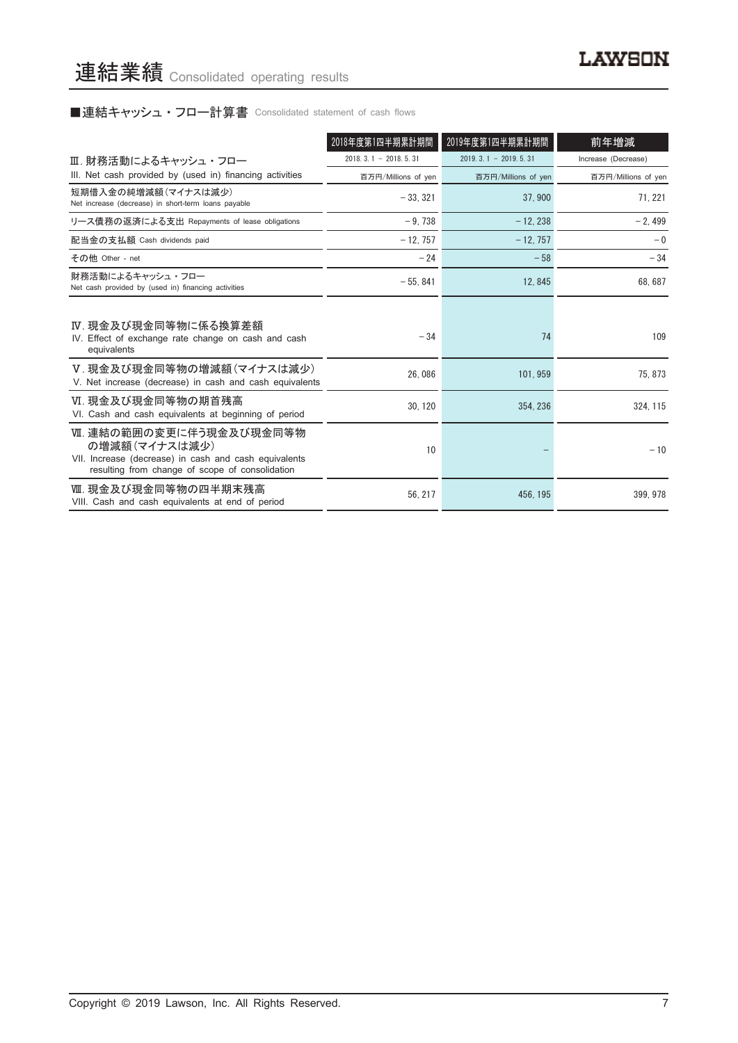# 連結業績 Consolidated operating results

## ■連結キャッシュ・フロー計算書 Consolidated statement of cash flows

| | 2018年度第1四半期累計期間 | 2019年度第1四半期累計期間 | 前年増減 |
|---|---|---|---|
| Ⅲ. 財務活動によるキャッシュ・フロー<br>III. Net cash provided by (used in) financing activities | 2018. 3. 1 － 2018. 5. 31 | 2019. 3. 1 － 2019. 5. 31 | Increase (Decrease) |
| | 百万円/Millions of yen | 百万円/Millions of yen | 百万円/Millions of yen |
| 短期借入金の純増減額（マイナスは減少）<br>Net increase (decrease) in short-term loans payable | －33, 321 | 37, 900 | 71, 221 |
| リース債務の返済による支出 Repayments of lease obligations | －9, 738 | －12, 238 | －2, 499 |
| 配当金の支払額 Cash dividends paid | －12, 757 | －12, 757 | －0 |
| その他 Other - net | －24 | －58 | －34 |
| 財務活動によるキャッシュ・フロー<br>Net cash provided by (used in) financing activities | －55, 841 | 12, 845 | 68, 687 |
| Ⅳ. 現金及び現金同等物に係る換算差額<br>IV. Effect of exchange rate change on cash and cash equivalents | －34 | 74 | 109 |
| Ⅴ. 現金及び現金同等物の増減額（マイナスは減少）<br>V. Net increase (decrease) in cash and cash equivalents | 26, 086 | 101, 959 | 75, 873 |
| Ⅵ. 現金及び現金同等物の期首残高<br>VI. Cash and cash equivalents at beginning of period | 30, 120 | 354, 236 | 324, 115 |
| Ⅶ. 連結の範囲の変更に伴う現金及び現金同等物の増減額（マイナスは減少）<br>VII. Increase (decrease) in cash and cash equivalents resulting from change of scope of consolidation | 10 | － | －10 |
| Ⅷ. 現金及び現金同等物の四半期末残高<br>VIII. Cash and cash equivalents at end of period | 56, 217 | 456, 195 | 399, 978 |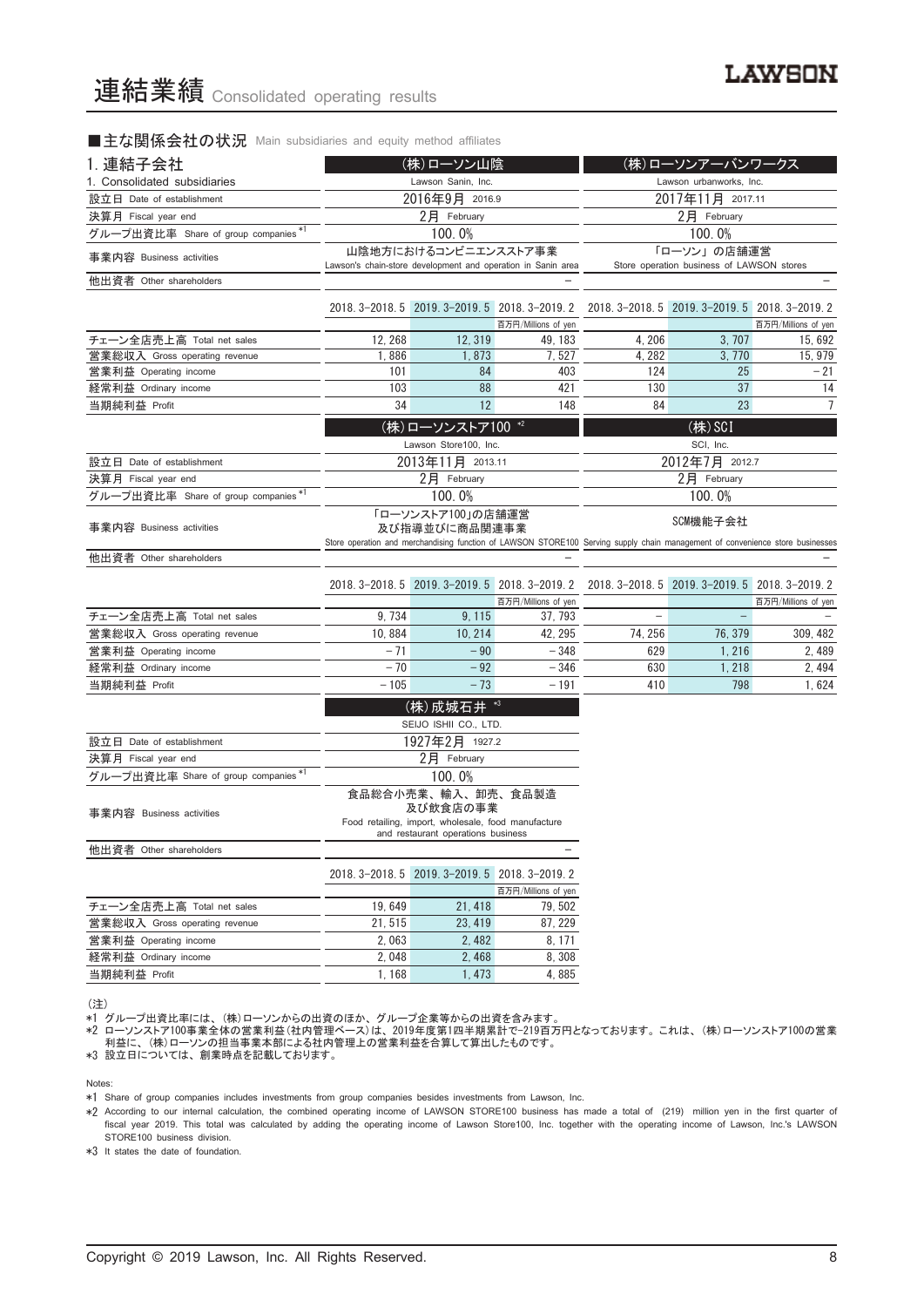# 連結業績 Consolidated operating results

## ■主な関係会社の状況 Main subsidiaries and equity method affiliates

### 1. 連結子会社 1. Consolidated subsidiaries

| | (株)ローソン山陰 Lawson Sanin, Inc. | | | (株)ローソンアーバンワークス Lawson urbanworks, Inc. | | |
|---|---|---|---|---|---|---|
| 設立日 Date of establishment | 2016年9月 2016.9 | | | 2017年11月 2017.11 | | |
| 決算月 Fiscal year end | 2月 February | | | 2月 February | | |
| グループ出資比率 Share of group companies *1 | 100.0% | | | 100.0% | | |
| 事業内容 Business activities | 山陰地方におけるコンビニエンスストア事業 Lawson's chain-store development and operation in Sanin area | | | 「ローソン」の店舗運営 Store operation business of LAWSON stores | | |
| 他出資者 Other shareholders | – | | | – | | |
| | 2018.3-2018.5 | 2019.3-2019.5 | 2018.3-2019.2 百万円/Millions of yen | 2018.3-2018.5 | 2019.3-2019.5 | 2018.3-2019.2 百万円/Millions of yen |
| チェーン全店売上高 Total net sales | 12,268 | 12,319 | 49,183 | 4,206 | 3,707 | 15,692 |
| 営業総収入 Gross operating revenue | 1,886 | 1,873 | 7,527 | 4,282 | 3,770 | 15,979 |
| 営業利益 Operating income | 101 | 84 | 403 | 124 | 25 | –21 |
| 経常利益 Ordinary income | 103 | 88 | 421 | 130 | 37 | 14 |
| 当期純利益 Profit | 34 | 12 | 148 | 84 | 23 | 7 |

| | (株)ローソンストア100 *2 Lawson Store100, Inc. | | | (株)SCI SCI, Inc. | | |
|---|---|---|---|---|---|---|
| 設立日 Date of establishment | 2013年11月 2013.11 | | | 2012年7月 2012.7 | | |
| 決算月 Fiscal year end | 2月 February | | | 2月 February | | |
| グループ出資比率 Share of group companies *1 | 100.0% | | | 100.0% | | |
| 事業内容 Business activities | 「ローソンストア100」の店舗運営及び指導並びに商品関連事業 Store operation and merchandising function of LAWSON STORE100 | | | SCM機能子会社 Serving supply chain management of convenience store businesses | | |
| 他出資者 Other shareholders | – | | | – | | |
| | 2018.3-2018.5 | 2019.3-2019.5 | 2018.3-2019.2 百万円/Millions of yen | 2018.3-2018.5 | 2019.3-2019.5 | 2018.3-2019.2 百万円/Millions of yen |
| チェーン全店売上高 Total net sales | 9,734 | 9,115 | 37,793 | – | – | – |
| 営業総収入 Gross operating revenue | 10,884 | 10,214 | 42,295 | 74,256 | 76,379 | 309,482 |
| 営業利益 Operating income | –71 | –90 | –348 | 629 | 1,216 | 2,489 |
| 経常利益 Ordinary income | –70 | –92 | –346 | 630 | 1,218 | 2,494 |
| 当期純利益 Profit | –105 | –73 | –191 | 410 | 798 | 1,624 |

| | (株)成城石井 *3 SEIJO ISHII CO., LTD. | | |
|---|---|---|---|
| 設立日 Date of establishment | 1927年2月 1927.2 | | |
| 決算月 Fiscal year end | 2月 February | | |
| グループ出資比率 Share of group companies *1 | 100.0% | | |
| 事業内容 Business activities | 食品総合小売業、輸入、卸売、食品製造及び飲食店の事業 Food retailing, import, wholesale, food manufacture and restaurant operations business | | |
| 他出資者 Other shareholders | – | | |
| | 2018.3-2018.5 | 2019.3-2019.5 | 2018.3-2019.2 百万円/Millions of yen |
| チェーン全店売上高 Total net sales | 19,649 | 21,418 | 79,502 |
| 営業総収入 Gross operating revenue | 21,515 | 23,419 | 87,229 |
| 営業利益 Operating income | 2,063 | 2,482 | 8,171 |
| 経常利益 Ordinary income | 2,048 | 2,468 | 8,308 |
| 当期純利益 Profit | 1,168 | 1,473 | 4,885 |

(注)

*1 グループ出資比率には、(株)ローソンからの出資のほか、グループ企業等からの出資を含みます。

*2 ローソンストア100事業全体の営業利益(社内管理ベース)は、2019年度第1四半期累計で-219百万円となっております。これは、(株)ローソンストア100の営業利益に、(株)ローソンの担当事業本部による社内管理上の営業利益を合算して算出したものです。

*3 設立日については、創業時点を記載しております。

Notes:

*1 Share of group companies includes investments from group companies besides investments from Lawson, Inc.

*2 According to our internal calculation, the combined operating income of LAWSON STORE100 business has made a total of (219) million yen in the first quarter of fiscal year 2019. This total was calculated by adding the operating income of Lawson Store100, Inc. together with the operating income of Lawson, Inc.'s LAWSON STORE100 business division.

*3 It states the date of foundation.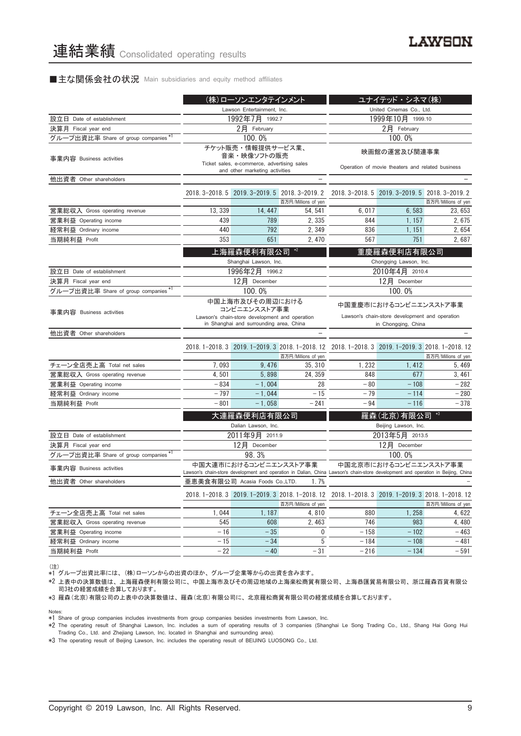# 連結業績 Consolidated operating results

## ■主な関係会社の状況 Main subsidiaries and equity method affiliates

| | (株)ローソンエンタテインメント Lawson Entertainment, Inc. | | | ユナイテッド・シネマ(株) United Cinemas Co., Ltd. | | |
|---|---|---|---|---|---|---|
| 設立日 Date of establishment | 1992年7月 1992.7 | | | 1999年10月 1999.10 | | |
| 決算月 Fiscal year end | 2月 February | | | 2月 February | | |
| グループ出資比率 Share of group companies *1 | 100.0% | | | 100.0% | | |
| 事業内容 Business activities | チケット販売・情報提供サービス業、音楽・映像ソフトの販売 Ticket sales, e-commerce, advertising sales and other marketing activities | | | 映画館の運営及び関連事業 Operation of movie theaters and related business | | |
| 他出資者 Other shareholders | － | | | － | | |
| | 2018. 3–2018. 5 | 2019. 3–2019. 5 | 2018. 3–2019. 2 | 2018. 3–2018. 5 | 2019. 3–2019. 5 | 2018. 3–2019. 2 |
| | | | 百万円/Millions of yen | | | 百万円/Millions of yen |
| 営業総収入 Gross operating revenue | 13,339 | 14,447 | 54,541 | 6,017 | 6,583 | 23,653 |
| 営業利益 Operating income | 439 | 789 | 2,335 | 844 | 1,157 | 2,675 |
| 経常利益 Ordinary income | 440 | 792 | 2,349 | 836 | 1,151 | 2,654 |
| 当期純利益 Profit | 353 | 651 | 2,470 | 567 | 751 | 2,687 |

| | 上海羅森便利有限公司 *2 Shanghai Lawson, Inc. | | | 重慶羅森便利店有限公司 Chongqing Lawson, Inc. | | |
|---|---|---|---|---|---|---|
| 設立日 Date of establishment | 1996年2月 1996.2 | | | 2010年4月 2010.4 | | |
| 決算月 Fiscal year end | 12月 December | | | 12月 December | | |
| グループ出資比率 Share of group companies *1 | 100.0% | | | 100.0% | | |
| 事業内容 Business activities | 中国上海市及びその周辺におけるコンビニエンスストア事業 Lawson's chain-store development and operation in Shanghai and surrounding area, China | | | 中国重慶市におけるコンビニエンスストア事業 Lawson's chain-store development and operation in Chongqing, China | | |
| 他出資者 Other shareholders | － | | | － | | |
| | 2018. 1–2018. 3 | 2019. 1–2019. 3 | 2018. 1–2018. 12 | 2018. 1–2018. 3 | 2019. 1–2019. 3 | 2018. 1–2018. 12 |
| | | | 百万円/Millions of yen | | | 百万円/Millions of yen |
| チェーン全店売上高 Total net sales | 7,093 | 9,476 | 35,310 | 1,232 | 1,412 | 5,469 |
| 営業総収入 Gross operating revenue | 4,501 | 5,898 | 24,359 | 848 | 677 | 3,461 |
| 営業利益 Operating income | −834 | −1,004 | 28 | −80 | −108 | −282 |
| 経常利益 Ordinary income | −797 | −1,044 | −15 | −79 | −114 | −280 |
| 当期純利益 Profit | −801 | −1,058 | −241 | −94 | −116 | −378 |

| | 大連羅森便利店有限公司 Dalian Lawson, Inc. | | | 羅森(北京)有限公司 *3 Beijing Lawson, Inc. | | |
|---|---|---|---|---|---|---|
| 設立日 Date of establishment | 2011年9月 2011.9 | | | 2013年5月 2013.5 | | |
| 決算月 Fiscal year end | 12月 December | | | 12月 December | | |
| グループ出資比率 Share of group companies *1 | 98.3% | | | 100.0% | | |
| 事業内容 Business activities | 中国大連市におけるコンビニエンスストア事業 Lawson's chain-store development and operation in Dalian, China | | | 中国北京市におけるコンビニエンスストア事業 Lawson's chain-store development and operation in Beijing, China | | |
| 他出資者 Other shareholders | 亜恵美食有限公司 Acasia Foods Co.,LTD. 1.7% | | | － | | |
| | 2018. 1–2018. 3 | 2019. 1–2019. 3 | 2018. 1–2018. 12 | 2018. 1–2018. 3 | 2019. 1–2019. 3 | 2018. 1–2018. 12 |
| | | | 百万円/Millions of yen | | | 百万円/Millions of yen |
| チェーン全店売上高 Total net sales | 1,044 | 1,187 | 4,810 | 880 | 1,258 | 4,622 |
| 営業総収入 Gross operating revenue | 545 | 608 | 2,463 | 746 | 983 | 4,480 |
| 営業利益 Operating income | −16 | −35 | 0 | −158 | −102 | −463 |
| 経常利益 Ordinary income | −15 | −34 | 5 | −184 | −108 | −481 |
| 当期純利益 Profit | −22 | −40 | −31 | −216 | −134 | −591 |

(注)
*1 グループ出資比率には、(株)ローソンからの出資のほか、グループ企業等からの出資を含みます。
*2 上表中の決算数値は、上海羅森便利有限公司に、中国上海市及びその周辺地域の上海楽松商貿有限公司、上海恭匯貿易有限公司、浙江羅森百貨有限公司3社の経営成績を合算しております。
*3 羅森(北京)有限公司の上表中の決算数値は、羅森(北京)有限公司に、北京羅松商貿有限公司の経営成績を合算しております。

Notes:
*1 Share of group companies includes investments from group companies besides investments from Lawson, Inc.
*2 The operating result of Shanghai Lawson, Inc. includes a sum of operating results of 3 companies (Shanghai Le Song Trading Co., Ltd., Shang Hai Gong Hui Trading Co., Ltd. and Zhejiang Lawson, Inc. located in Shanghai and surrounding area).
*3 The operating result of Beijing Lawson, Inc. includes the operating result of BEIJING LUOSONG Co., Ltd.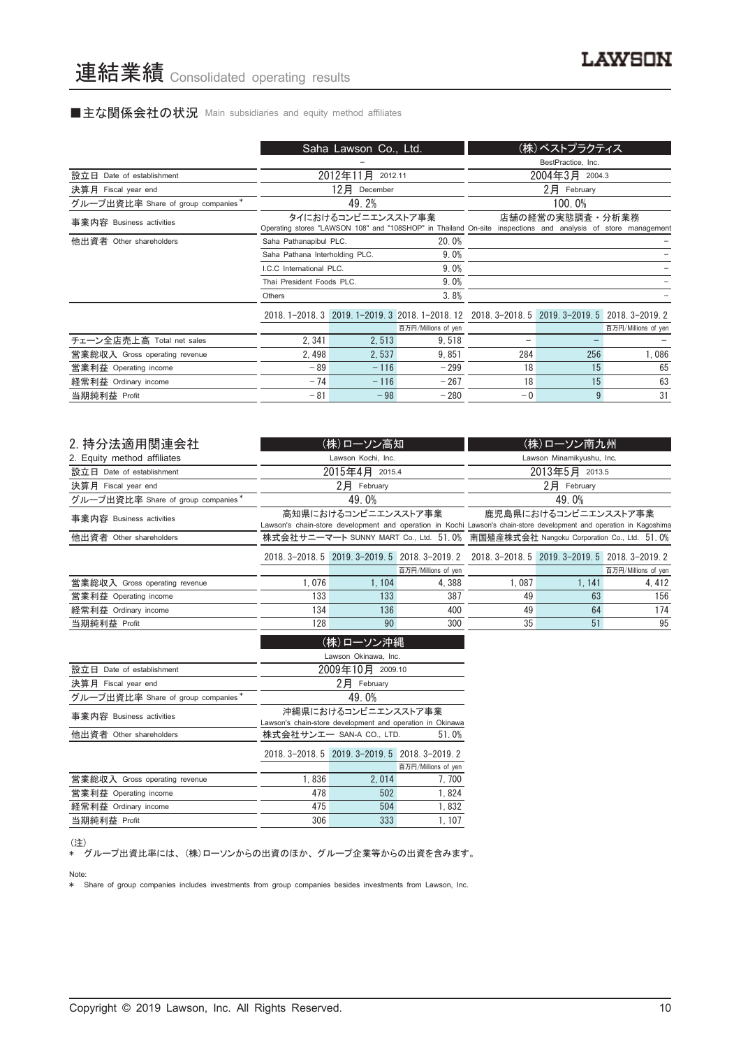# 連結業績 Consolidated operating results

## ■主な関係会社の状況 Main subsidiaries and equity method affiliates

| | Saha Lawson Co., Ltd. | | | (株)ベストプラクティス | | |
|---|---|---|---|---|---|---|
| | – | | | BestPractice, Inc. | | |
| 設立日 Date of establishment | 2012年11月 2012.11 | | | 2004年3月 2004.3 | | |
| 決算月 Fiscal year end | 12月 December | | | 2月 February | | |
| グループ出資比率 Share of group companies* | 49.2% | | | 100.0% | | |
| 事業内容 Business activities | タイにおけるコンビニエンスストア事業 Operating stores "LAWSON 108" and "108SHOP" in Thailand | | | 店舗の実態調査・分析業務 On-site inspections and analysis of store management | | |
| 他出資者 Other shareholders | Saha Pathanapibul PLC. | | 20.0% | | | – |
| | Saha Pathana Interholding PLC. | | 9.0% | | | – |
| | I.C.C International PLC. | | 9.0% | | | – |
| | Thai President Foods PLC. | | 9.0% | | | – |
| | Others | | 3.8% | | | – |
| | 2018.1–2018.3 | 2019.1–2019.3 | 2018.1–2018.12 | 2018.3–2018.5 | 2019.3–2019.5 | 2018.3–2019.2 |
| | | | 百万円/Millions of yen | | | 百万円/Millions of yen |
| チェーン全店売上高 Total net sales | 2,341 | 2,513 | 9,518 | – | – | – |
| 営業総収入 Gross operating revenue | 2,498 | 2,537 | 9,851 | 284 | 256 | 1,086 |
| 営業利益 Operating income | −89 | −116 | −299 | 18 | 15 | 65 |
| 経常利益 Ordinary income | −74 | −116 | −267 | 18 | 15 | 63 |
| 当期純利益 Profit | −81 | −98 | −280 | −0 | 9 | 31 |

## 2. 持分法適用関連会社
## 2. Equity method affiliates

| | (株)ローソン高知 | | | (株)ローソン南九州 | | |
|---|---|---|---|---|---|---|
| | Lawson Kochi, Inc. | | | Lawson Minamikyushu, Inc. | | |
| 設立日 Date of establishment | 2015年4月 2015.4 | | | 2013年5月 2013.5 | | |
| 決算月 Fiscal year end | 2月 February | | | 2月 February | | |
| グループ出資比率 Share of group companies* | 49.0% | | | 49.0% | | |
| 事業内容 Business activities | 高知県におけるコンビニエンスストア事業 Lawson's chain-store development and operation in Kochi | | | 鹿児島県におけるコンビニエンスストア事業 Lawson's chain-store development and operation in Kagoshima | | |
| 他出資者 Other shareholders | 株式会社サニーマート SUNNY MART Co., Ltd. | | 51.0% | 南国殖産株式会社 Nangoku Corporation Co., Ltd. | | 51.0% |
| | 2018.3–2018.5 | 2019.3–2019.5 | 2018.3–2019.2 | 2018.3–2018.5 | 2019.3–2019.5 | 2018.3–2019.2 |
| | | | 百万円/Millions of yen | | | 百万円/Millions of yen |
| 営業総収入 Gross operating revenue | 1,076 | 1,104 | 4,388 | 1,087 | 1,141 | 4,412 |
| 営業利益 Operating income | 133 | 133 | 387 | 49 | 63 | 156 |
| 経常利益 Ordinary income | 134 | 136 | 400 | 49 | 64 | 174 |
| 当期純利益 Profit | 128 | 90 | 300 | 35 | 51 | 95 |

| | (株)ローソン沖縄 | | |
|---|---|---|---|
| | Lawson Okinawa, Inc. | | |
| 設立日 Date of establishment | 2009年10月 2009.10 | | |
| 決算月 Fiscal year end | 2月 February | | |
| グループ出資比率 Share of group companies* | 49.0% | | |
| 事業内容 Business activities | 沖縄県におけるコンビニエンスストア事業 Lawson's chain-store development and operation in Okinawa | | |
| 他出資者 Other shareholders | 株式会社サンエー SAN-A CO., LTD. | | 51.0% |
| | 2018.3–2018.5 | 2019.3–2019.5 | 2018.3–2019.2 |
| | | | 百万円/Millions of yen |
| 営業総収入 Gross operating revenue | 1,836 | 2,014 | 7,700 |
| 営業利益 Operating income | 478 | 502 | 1,824 |
| 経常利益 Ordinary income | 475 | 504 | 1,832 |
| 当期純利益 Profit | 306 | 333 | 1,107 |

(注)
* グループ出資比率には、(株)ローソンからの出資のほか、グループ企業等からの出資を含みます。

Note:
* Share of group companies includes investments from group companies besides investments from Lawson, Inc.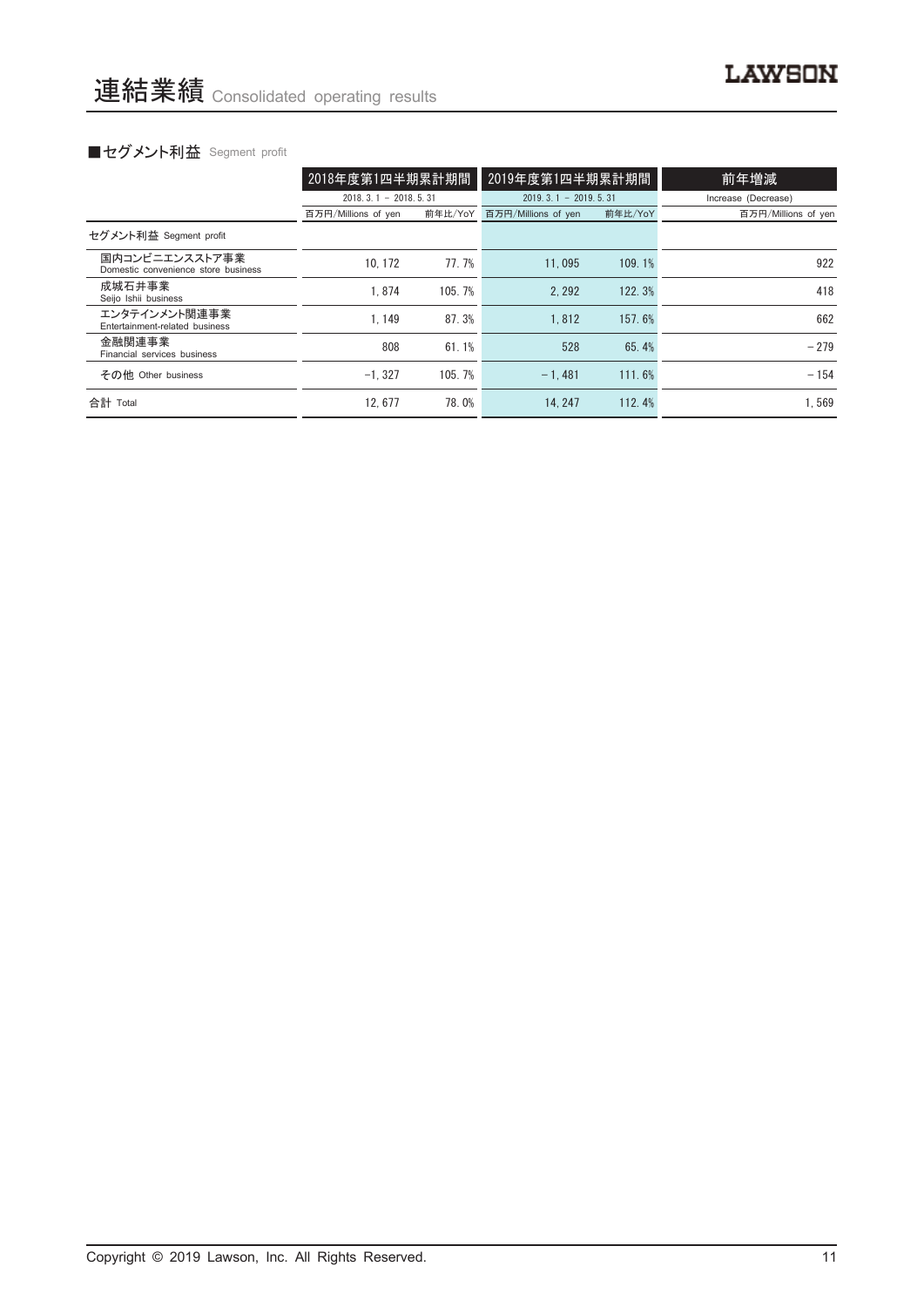# 連結業績 Consolidated operating results

■セグメント利益 Segment profit

| | 2018年度第1四半期累計期間 | | 2019年度第1四半期累計期間 | | 前年増減 |
|---|---|---|---|---|---|
| | 2018. 3. 1 － 2018. 5. 31 | | 2019. 3. 1 － 2019. 5. 31 | | Increase (Decrease) |
| | 百万円/Millions of yen | 前年比/YoY | 百万円/Millions of yen | 前年比/YoY | 百万円/Millions of yen |
| セグメント利益 Segment profit | | | | | |
| 国内コンビニエンスストア事業 Domestic convenience store business | 10, 172 | 77. 7% | 11, 095 | 109. 1% | 922 |
| 成城石井事業 Seijo Ishii business | 1, 874 | 105. 7% | 2, 292 | 122. 3% | 418 |
| エンタテインメント関連事業 Entertainment-related business | 1, 149 | 87. 3% | 1, 812 | 157. 6% | 662 |
| 金融関連事業 Financial services business | 808 | 61. 1% | 528 | 65. 4% | －279 |
| その他 Other business | −1, 327 | 105. 7% | －1, 481 | 111. 6% | －154 |
| 合計 Total | 12, 677 | 78. 0% | 14, 247 | 112. 4% | 1, 569 |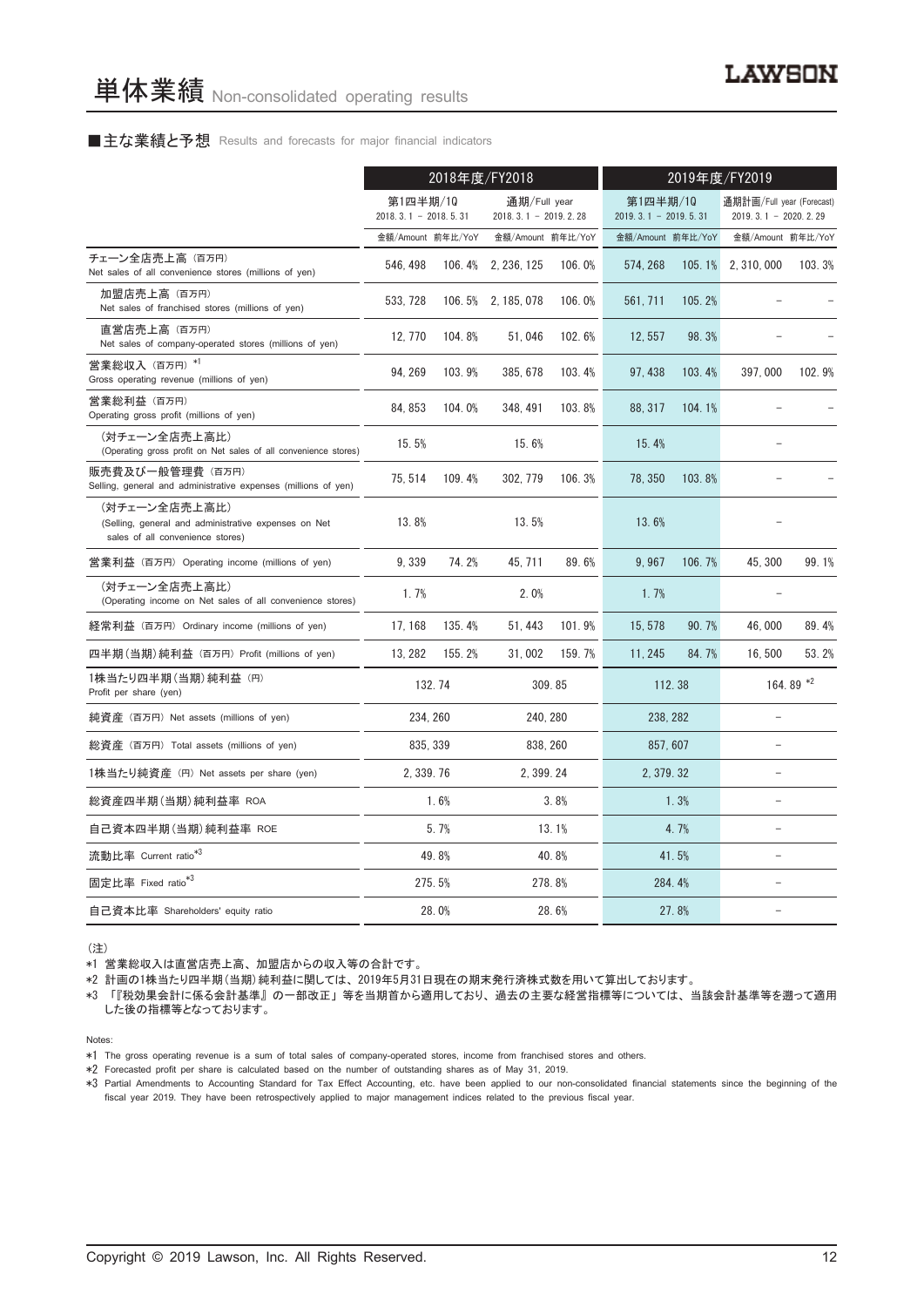# 単体業績 Non-consolidated operating results

## ■主な業績と予想 Results and forecasts for major financial indicators

| | 2018年度/FY2018 | | | | 2019年度/FY2019 | | | |
|---|---|---|---|---|---|---|---|---|
| | 第1四半期/1Q 2018. 3. 1 － 2018. 5. 31 | | 通期/Full year 2018. 3. 1 － 2019. 2. 28 | | 第1四半期/1Q 2019. 3. 1 － 2019. 5. 31 | | 通期計画/Full year (Forecast) 2019. 3. 1 － 2020. 2. 29 | |
| | 金額/Amount | 前年比/YoY | 金額/Amount | 前年比/YoY | 金額/Amount | 前年比/YoY | 金額/Amount | 前年比/YoY |
| チェーン全店売上高（百万円） Net sales of all convenience stores (millions of yen) | 546, 498 | 106. 4% | 2, 236, 125 | 106. 0% | 574, 268 | 105. 1% | 2, 310, 000 | 103. 3% |
| 加盟店売上高（百万円） Net sales of franchised stores (millions of yen) | 533, 728 | 106. 5% | 2, 185, 078 | 106. 0% | 561, 711 | 105. 2% | － | － |
| 直営店売上高（百万円） Net sales of company-operated stores (millions of yen) | 12, 770 | 104. 8% | 51, 046 | 102. 6% | 12, 557 | 98. 3% | － | － |
| 営業総収入（百万円）*1 Gross operating revenue (millions of yen) | 94, 269 | 103. 9% | 385, 678 | 103. 4% | 97, 438 | 103. 4% | 397, 000 | 102. 9% |
| 営業総利益（百万円） Operating gross profit (millions of yen) | 84, 853 | 104. 0% | 348, 491 | 103. 8% | 88, 317 | 104. 1% | － | － |
| （対チェーン全店売上高比） (Operating gross profit on Net sales of all convenience stores) | 15. 5% | | 15. 6% | | 15. 4% | | － | |
| 販売費及び一般管理費（百万円） Selling, general and administrative expenses (millions of yen) | 75, 514 | 109. 4% | 302, 779 | 106. 3% | 78, 350 | 103. 8% | － | － |
| （対チェーン全店売上高比） (Selling, general and administrative expenses on Net sales of all convenience stores) | 13. 8% | | 13. 5% | | 13. 6% | | － | |
| 営業利益（百万円） Operating income (millions of yen) | 9, 339 | 74. 2% | 45, 711 | 89. 6% | 9, 967 | 106. 7% | 45, 300 | 99. 1% |
| （対チェーン全店売上高比） (Operating income on Net sales of all convenience stores) | 1. 7% | | 2. 0% | | 1. 7% | | － | |
| 経常利益（百万円） Ordinary income (millions of yen) | 17, 168 | 135. 4% | 51, 443 | 101. 9% | 15, 578 | 90. 7% | 46, 000 | 89. 4% |
| 四半期（当期）純利益（百万円） Profit (millions of yen) | 13, 282 | 155. 2% | 31, 002 | 159. 7% | 11, 245 | 84. 7% | 16, 500 | 53. 2% |
| 1株当たり四半期（当期）純利益（円） Profit per share (yen) | 132. 74 | | 309. 85 | | 112. 38 | | 164. 89 *2 | |
| 純資産（百万円） Net assets (millions of yen) | 234, 260 | | 240, 280 | | 238, 282 | | － | |
| 総資産（百万円） Total assets (millions of yen) | 835, 339 | | 838, 260 | | 857, 607 | | － | |
| 1株当たり純資産（円） Net assets per share (yen) | 2, 339. 76 | | 2, 399. 24 | | 2, 379. 32 | | － | |
| 総資産四半期（当期）純利益率 ROA | 1. 6% | | 3. 8% | | 1. 3% | | － | |
| 自己資本四半期（当期）純利益率 ROE | 5. 7% | | 13. 1% | | 4. 7% | | － | |
| 流動比率 Current ratio*3 | 49. 8% | | 40. 8% | | 41. 5% | | － | |
| 固定比率 Fixed ratio*3 | 275. 5% | | 278. 8% | | 284. 4% | | － | |
| 自己資本比率 Shareholders' equity ratio | 28. 0% | | 28. 6% | | 27. 8% | | － | |

（注）

*1 営業総収入は直営店売上高、加盟店からの収入等の合計です。

*2 計画の1株当たり四半期（当期）純利益に関しては、2019年5月31日現在の期末発行済株式数を用いて算出しております。

*3 「『税効果会計に係る会計基準』の一部改正」等を当期首から適用しており、過去の主要な経営指標等については、当該会計基準等を遡って適用した後の指標等となっております。

Notes:

*1 The gross operating revenue is a sum of total sales of company-operated stores, income from franchised stores and others.

*2 Forecasted profit per share is calculated based on the number of outstanding shares as of May 31, 2019.

*3 Partial Amendments to Accounting Standard for Tax Effect Accounting, etc. have been applied to our non-consolidated financial statements since the beginning of the fiscal year 2019. They have been retrospectively applied to major management indices related to the previous fiscal year.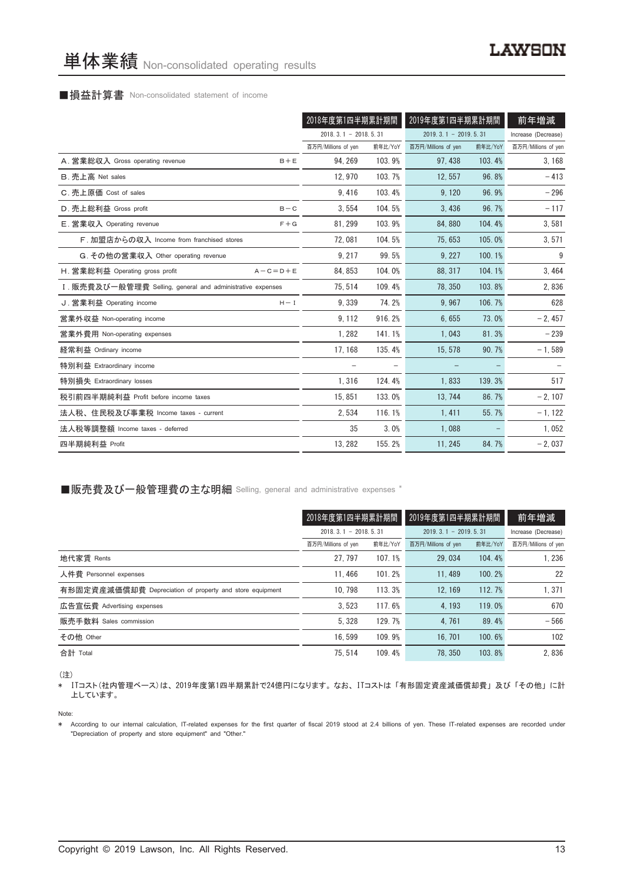# 単体業績 Non-consolidated operating results

## ■損益計算書 Non-consolidated statement of income

| | | 2018年度第1四半期累計期間 | | 2019年度第1四半期累計期間 | | 前年増減 |
|---|---|---|---|---|---|---|
| | | 2018. 3. 1 － 2018. 5. 31 | | 2019. 3. 1 － 2019. 5. 31 | | Increase (Decrease) |
| | | 百万円/Millions of yen | 前年比/YoY | 百万円/Millions of yen | 前年比/YoY | 百万円/Millions of yen |
| A. 営業総収入 Gross operating revenue | B＋E | 94, 269 | 103. 9% | 97, 438 | 103. 4% | 3, 168 |
| B. 売上高 Net sales | | 12, 970 | 103. 7% | 12, 557 | 96. 8% | －413 |
| C. 売上原価 Cost of sales | | 9, 416 | 103. 4% | 9, 120 | 96. 9% | －296 |
| D. 売上総利益 Gross profit | B－C | 3, 554 | 104. 5% | 3, 436 | 96. 7% | －117 |
| E. 営業収入 Operating revenue | F＋G | 81, 299 | 103. 9% | 84, 880 | 104. 4% | 3, 581 |
| F. 加盟店からの収入 Income from franchised stores | | 72, 081 | 104. 5% | 75, 653 | 105. 0% | 3, 571 |
| G. その他の営業収入 Other operating revenue | | 9, 217 | 99. 5% | 9, 227 | 100. 1% | 9 |
| H. 営業総利益 Operating gross profit | A－C＝D＋E | 84, 853 | 104. 0% | 88, 317 | 104. 1% | 3, 464 |
| I. 販売費及び一般管理費 Selling, general and administrative expenses | | 75, 514 | 109. 4% | 78, 350 | 103. 8% | 2, 836 |
| J. 営業利益 Operating income | H－I | 9, 339 | 74. 2% | 9, 967 | 106. 7% | 628 |
| 営業外収益 Non-operating income | | 9, 112 | 916. 2% | 6, 655 | 73. 0% | －2, 457 |
| 営業外費用 Non-operating expenses | | 1, 282 | 141. 1% | 1, 043 | 81. 3% | －239 |
| 経常利益 Ordinary income | | 17, 168 | 135. 4% | 15, 578 | 90. 7% | －1, 589 |
| 特別利益 Extraordinary income | | － | － | － | － | － |
| 特別損失 Extraordinary losses | | 1, 316 | 124. 4% | 1, 833 | 139. 3% | 517 |
| 税引前四半期純利益 Profit before income taxes | | 15, 851 | 133. 0% | 13, 744 | 86. 7% | －2, 107 |
| 法人税、住民税及び事業税 Income taxes - current | | 2, 534 | 116. 1% | 1, 411 | 55. 7% | －1, 122 |
| 法人税等調整額 Income taxes - deferred | | 35 | 3. 0% | 1, 088 | － | 1, 052 |
| 四半期純利益 Profit | | 13, 282 | 155. 2% | 11, 245 | 84. 7% | －2, 037 |

## ■販売費及び一般管理費の主な明細 Selling, general and administrative expenses *

| | 2018年度第1四半期累計期間 | | 2019年度第1四半期累計期間 | | 前年増減 |
|---|---|---|---|---|---|
| | 2018. 3. 1 － 2018. 5. 31 | | 2019. 3. 1 － 2019. 5. 31 | | Increase (Decrease) |
| | 百万円/Millions of yen | 前年比/YoY | 百万円/Millions of yen | 前年比/YoY | 百万円/Millions of yen |
| 地代家賃 Rents | 27, 797 | 107. 1% | 29, 034 | 104. 4% | 1, 236 |
| 人件費 Personnel expenses | 11, 466 | 101. 2% | 11, 489 | 100. 2% | 22 |
| 有形固定資産減価償却費 Depreciation of property and store equipment | 10, 798 | 113. 3% | 12, 169 | 112. 7% | 1, 371 |
| 広告宣伝費 Advertising expenses | 3, 523 | 117. 6% | 4, 193 | 119. 0% | 670 |
| 販売手数料 Sales commission | 5, 328 | 129. 7% | 4, 761 | 89. 4% | －566 |
| その他 Other | 16, 599 | 109. 9% | 16, 701 | 100. 6% | 102 |
| 合計 Total | 75, 514 | 109. 4% | 78, 350 | 103. 8% | 2, 836 |

(注)

* ITコスト(社内管理ベース)は、2019年度第1四半期累計で24億円になります。なお、ITコストは「有形固定資産減価償却費」及び「その他」に計上しています。

Note:

* According to our internal calculation, IT-related expenses for the first quarter of fiscal 2019 stood at 2.4 billions of yen. These IT-related expenses are recorded under "Depreciation of property and store equipment" and "Other."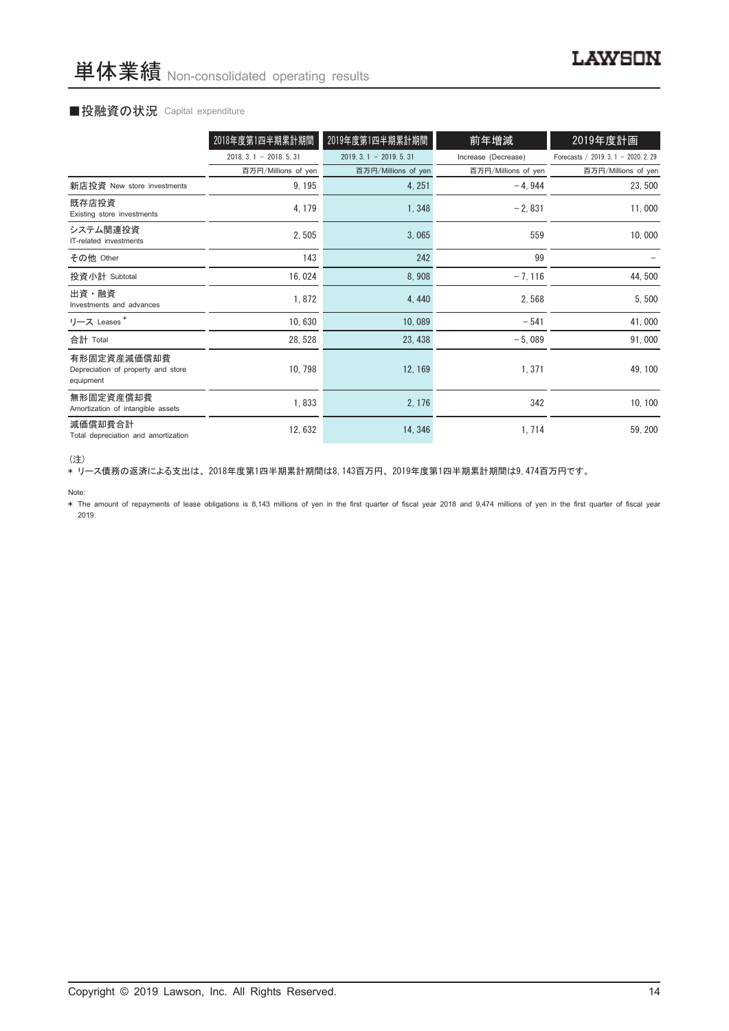# 単体業績 Non-consolidated operating results

## ■投融資の状況 Capital expenditure

| | 2018年度第1四半期累計期間 | 2019年度第1四半期累計期間 | 前年増減 | 2019年度計画 |
|---|---|---|---|---|
| | 2018. 3. 1 － 2018. 5. 31 | 2019. 3. 1 － 2019. 5. 31 | Increase (Decrease) | Forecasts / 2019. 3. 1 － 2020. 2. 29 |
| | 百万円/Millions of yen | 百万円/Millions of yen | 百万円/Millions of yen | 百万円/Millions of yen |
| 新店投資 New store investments | 9, 195 | 4, 251 | －4, 944 | 23, 500 |
| 既存店投資 Existing store investments | 4, 179 | 1, 348 | －2, 831 | 11, 000 |
| システム関連投資 IT-related investments | 2, 505 | 3, 065 | 559 | 10, 000 |
| その他 Other | 143 | 242 | 99 | － |
| 投資小計 Subtotal | 16, 024 | 8, 908 | －7, 116 | 44, 500 |
| 出資・融資 Investments and advances | 1, 872 | 4, 440 | 2, 568 | 5, 500 |
| リース Leases * | 10, 630 | 10, 089 | －541 | 41, 000 |
| 合計 Total | 28, 528 | 23, 438 | －5, 089 | 91, 000 |
| 有形固定資産減価償却費 Depreciation of property and store equipment | 10, 798 | 12, 169 | 1, 371 | 49, 100 |
| 無形固定資産償却費 Amortization of intangible assets | 1, 833 | 2, 176 | 342 | 10, 100 |
| 減価償却費合計 Total depreciation and amortization | 12, 632 | 14, 346 | 1, 714 | 59, 200 |

（注）

＊ リース債務の返済による支出は、2018年度第1四半期累計期間は8, 143百万円、2019年度第1四半期累計期間は9, 474百万円です。

Note:

＊ The amount of repayments of lease obligations is 8,143 millions of yen in the first quarter of fiscal year 2018 and 9,474 millions of yen in the first quarter of fiscal year 2019.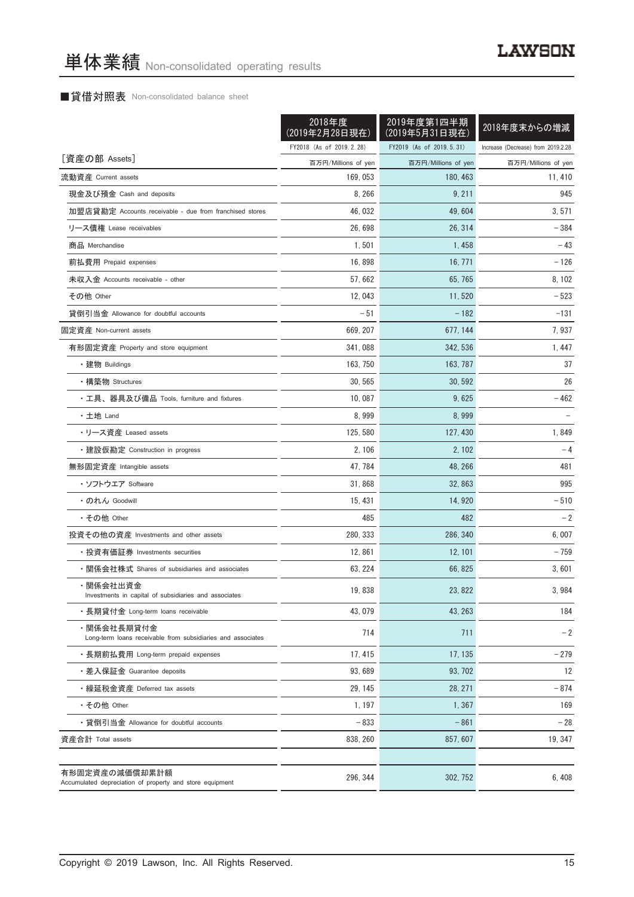# 単体業績 Non-consolidated operating results

## ■貸借対照表 Non-consolidated balance sheet

| | 2018年度（2019年2月28日現在） | 2019年度第1四半期（2019年5月31日現在） | 2018年度末からの増減 |
|---|---|---|---|
| | FY2018 (As of 2019.2.28) | FY2019 (As of 2019.5.31) | Increase (Decrease) from 2019.2.28 |
| ［資産の部 Assets］ | 百万円/Millions of yen | 百万円/Millions of yen | 百万円/Millions of yen |
| 流動資産 Current assets | 169,053 | 180,463 | 11,410 |
| 現金及び預金 Cash and deposits | 8,266 | 9,211 | 945 |
| 加盟店貸勘定 Accounts receivable - due from franchised stores | 46,032 | 49,604 | 3,571 |
| リース債権 Lease receivables | 26,698 | 26,314 | －384 |
| 商品 Merchandise | 1,501 | 1,458 | －43 |
| 前払費用 Prepaid expenses | 16,898 | 16,771 | －126 |
| 未収入金 Accounts receivable - other | 57,662 | 65,765 | 8,102 |
| その他 Other | 12,043 | 11,520 | －523 |
| 貸倒引当金 Allowance for doubtful accounts | －51 | －182 | -131 |
| 固定資産 Non-current assets | 669,207 | 677,144 | 7,937 |
| 有形固定資産 Property and store equipment | 341,088 | 342,536 | 1,447 |
| ・建物 Buildings | 163,750 | 163,787 | 37 |
| ・構築物 Structures | 30,565 | 30,592 | 26 |
| ・工具、器具及び備品 Tools, furniture and fixtures | 10,087 | 9,625 | －462 |
| ・土地 Land | 8,999 | 8,999 | － |
| ・リース資産 Leased assets | 125,580 | 127,430 | 1,849 |
| ・建設仮勘定 Construction in progress | 2,106 | 2,102 | －4 |
| 無形固定資産 Intangible assets | 47,784 | 48,266 | 481 |
| ・ソフトウエア Software | 31,868 | 32,863 | 995 |
| ・のれん Goodwill | 15,431 | 14,920 | －510 |
| ・その他 Other | 485 | 482 | －2 |
| 投資その他の資産 Investments and other assets | 280,333 | 286,340 | 6,007 |
| ・投資有価証券 Investments securities | 12,861 | 12,101 | －759 |
| ・関係会社株式 Shares of subsidiaries and associates | 63,224 | 66,825 | 3,601 |
| ・関係会社出資金 Investments in capital of subsidiaries and associates | 19,838 | 23,822 | 3,984 |
| ・長期貸付金 Long-term loans receivable | 43,079 | 43,263 | 184 |
| ・関係会社長期貸付金 Long-term loans receivable from subsidiaries and associates | 714 | 711 | －2 |
| ・長期前払費用 Long-term prepaid expenses | 17,415 | 17,135 | －279 |
| ・差入保証金 Guarantee deposits | 93,689 | 93,702 | 12 |
| ・繰延税金資産 Deferred tax assets | 29,145 | 28,271 | －874 |
| ・その他 Other | 1,197 | 1,367 | 169 |
| ・貸倒引当金 Allowance for doubtful accounts | －833 | －861 | －28 |
| 資産合計 Total assets | 838,260 | 857,607 | 19,347 |

| | | | |
|---|---|---|---|
| 有形固定資産の減価償却累計額 Accumulated depreciation of property and store equipment | 296,344 | 302,752 | 6,408 |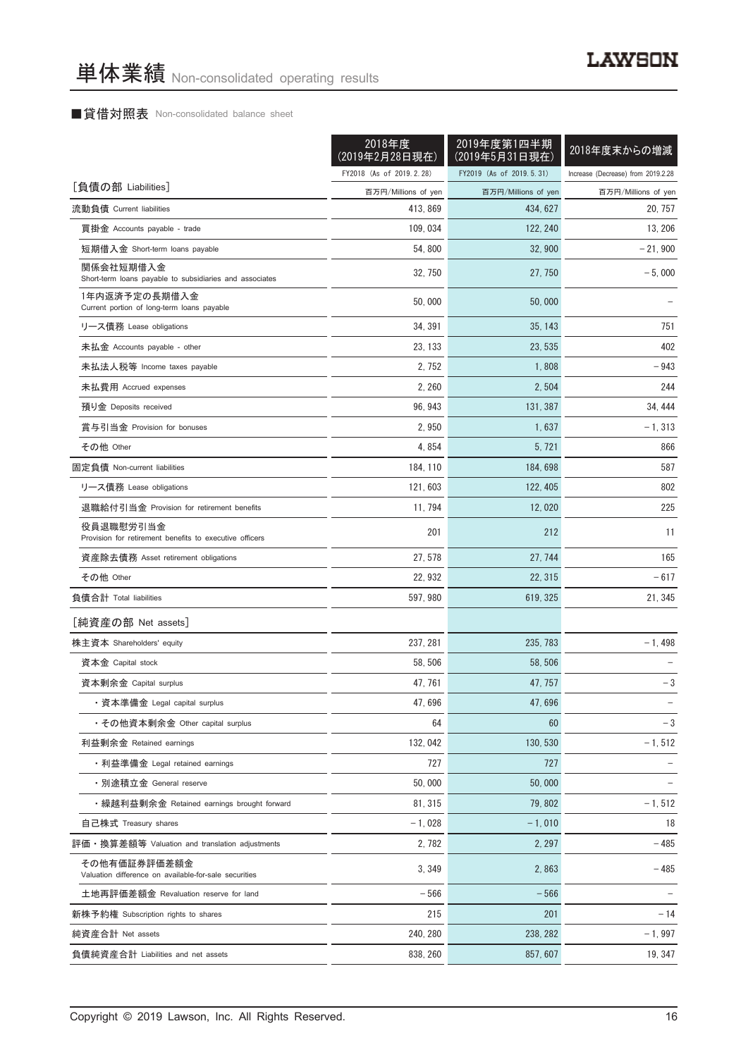# 単体業績 Non-consolidated operating results

## ■貸借対照表 Non-consolidated balance sheet

| | 2018年度（2019年2月28日現在） | 2019年度第1四半期（2019年5月31日現在） | 2018年度末からの増減 |
|---|---|---|---|
| | FY2018 (As of 2019.2.28) | FY2019 (As of 2019.5.31) | Increase (Decrease) from 2019.2.28 |
| ［負債の部 Liabilities］ | 百万円/Millions of yen | 百万円/Millions of yen | 百万円/Millions of yen |
| 流動負債 Current liabilities | 413,869 | 434,627 | 20,757 |
| 買掛金 Accounts payable - trade | 109,034 | 122,240 | 13,206 |
| 短期借入金 Short-term loans payable | 54,800 | 32,900 | －21,900 |
| 関係会社短期借入金 Short-term loans payable to subsidiaries and associates | 32,750 | 27,750 | －5,000 |
| 1年内返済予定の長期借入金 Current portion of long-term loans payable | 50,000 | 50,000 | － |
| リース債務 Lease obligations | 34,391 | 35,143 | 751 |
| 未払金 Accounts payable - other | 23,133 | 23,535 | 402 |
| 未払法人税等 Income taxes payable | 2,752 | 1,808 | －943 |
| 未払費用 Accrued expenses | 2,260 | 2,504 | 244 |
| 預り金 Deposits received | 96,943 | 131,387 | 34,444 |
| 賞与引当金 Provision for bonuses | 2,950 | 1,637 | －1,313 |
| その他 Other | 4,854 | 5,721 | 866 |
| 固定負債 Non-current liabilities | 184,110 | 184,698 | 587 |
| リース債務 Lease obligations | 121,603 | 122,405 | 802 |
| 退職給付引当金 Provision for retirement benefits | 11,794 | 12,020 | 225 |
| 役員退職慰労引当金 Provision for retirement benefits to executive officers | 201 | 212 | 11 |
| 資産除去債務 Asset retirement obligations | 27,578 | 27,744 | 165 |
| その他 Other | 22,932 | 22,315 | －617 |
| 負債合計 Total liabilities | 597,980 | 619,325 | 21,345 |
| ［純資産の部 Net assets］ | | | |
| 株主資本 Shareholders' equity | 237,281 | 235,783 | －1,498 |
| 資本金 Capital stock | 58,506 | 58,506 | － |
| 資本剰余金 Capital surplus | 47,761 | 47,757 | －3 |
| ・資本準備金 Legal capital surplus | 47,696 | 47,696 | － |
| ・その他資本剰余金 Other capital surplus | 64 | 60 | －3 |
| 利益剰余金 Retained earnings | 132,042 | 130,530 | －1,512 |
| ・利益準備金 Legal retained earnings | 727 | 727 | － |
| ・別途積立金 General reserve | 50,000 | 50,000 | － |
| ・繰越利益剰余金 Retained earnings brought forward | 81,315 | 79,802 | －1,512 |
| 自己株式 Treasury shares | －1,028 | －1,010 | 18 |
| 評価・換算差額等 Valuation and translation adjustments | 2,782 | 2,297 | －485 |
| その他有価証券評価差額金 Valuation difference on available-for-sale securities | 3,349 | 2,863 | －485 |
| 土地再評価差額金 Revaluation reserve for land | －566 | －566 | － |
| 新株予約権 Subscription rights to shares | 215 | 201 | －14 |
| 純資産合計 Net assets | 240,280 | 238,282 | －1,997 |
| 負債純資産合計 Liabilities and net assets | 838,260 | 857,607 | 19,347 |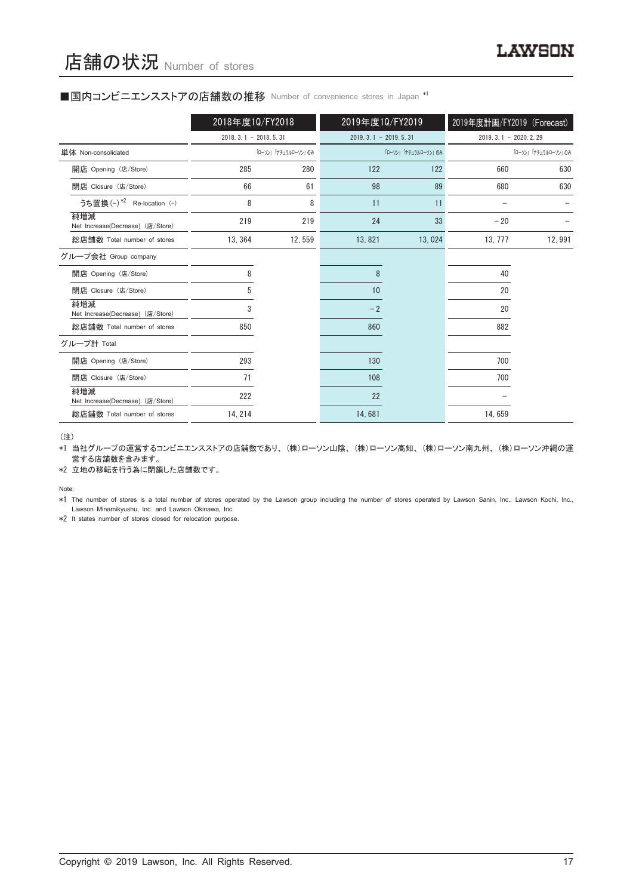# 店舗の状況 Number of stores

## ■国内コンビニエンスストアの店舗数の推移 Number of convenience stores in Japan [*1]

| | 2018年度1Q/FY2018 | | 2019年度1Q/FY2019 | | 2019年度計画/FY2019 (Forecast) | |
|---|---|---|---|---|---|---|
| | 2018. 3. 1 － 2018. 5. 31 | | 2019. 3. 1 － 2019. 5. 31 | | 2019. 3. 1 － 2020. 2. 29 | |
| 単体 Non-consolidated | | 「ローソン」「ナチュラルローソン」のみ | | 「ローソン」「ナチュラルローソン」のみ | | 「ローソン」「ナチュラルローソン」のみ |
| 開店 Opening (店/Store) | 285 | 280 | 122 | 122 | 660 | 630 |
| 閉店 Closure (店/Store) | 66 | 61 | 98 | 89 | 680 | 630 |
| うち置換(−)[*2] Re-location (−) | 8 | 8 | 11 | 11 | － | － |
| 純増減 Net Increase(Decrease) (店/Store) | 219 | 219 | 24 | 33 | −20 | － |
| 総店舗数 Total number of stores | 13,364 | 12,559 | 13,821 | 13,024 | 13,777 | 12,991 |
| グループ会社 Group company | | | | | | |
| 開店 Opening (店/Store) | 8 | | 8 | | 40 | |
| 閉店 Closure (店/Store) | 5 | | 10 | | 20 | |
| 純増減 Net Increase(Decrease) (店/Store) | 3 | | −2 | | 20 | |
| 総店舗数 Total number of stores | 850 | | 860 | | 882 | |
| グループ計 Total | | | | | | |
| 開店 Opening (店/Store) | 293 | | 130 | | 700 | |
| 閉店 Closure (店/Store) | 71 | | 108 | | 700 | |
| 純増減 Net Increase(Decrease) (店/Store) | 222 | | 22 | | － | |
| 総店舗数 Total number of stores | 14,214 | | 14,681 | | 14,659 | |

（注）

*1 当社グループの運営するコンビニエンスストアの店舗数であり、(株)ローソン山陰、(株)ローソン高知、(株)ローソン南九州、(株)ローソン沖縄の運営する店舗数を含みます。

*2 立地の移転を行う為に閉鎖した店舗数です。

Note:

*1 The number of stores is a total number of stores operated by the Lawson group including the number of stores operated by Lawson Sanin, Inc., Lawson Kochi, Inc., Lawson Minamikyushu, Inc. and Lawson Okinawa, Inc.

*2 It states number of stores closed for relocation purpose.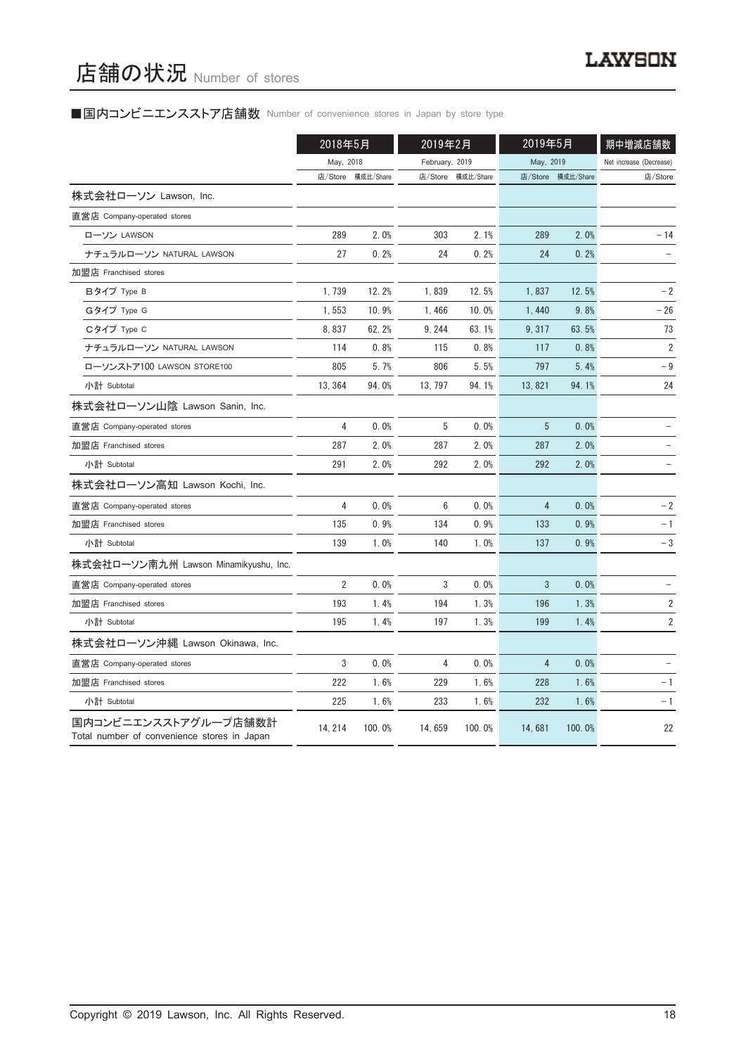# 店舗の状況 Number of stores

■国内コンビニエンスストア店舗数 Number of convenience stores in Japan by store type

| | 2018年5月 May, 2018 | | 2019年2月 February, 2019 | | 2019年5月 May, 2019 | | 期中増減店舗数 Net increase (Decrease) |
|---|---|---|---|---|---|---|---|
| | 店/Store | 構成比/Share | 店/Store | 構成比/Share | 店/Store | 構成比/Share | 店/Store |
| 株式会社ローソン Lawson, Inc. | | | | | | | |
| 直営店 Company-operated stores | | | | | | | |
| ローソン LAWSON | 289 | 2.0% | 303 | 2.1% | 289 | 2.0% | －14 |
| ナチュラルローソン NATURAL LAWSON | 27 | 0.2% | 24 | 0.2% | 24 | 0.2% | － |
| 加盟店 Franchised stores | | | | | | | |
| Bタイプ Type B | 1,739 | 12.2% | 1,839 | 12.5% | 1,837 | 12.5% | －2 |
| Gタイプ Type G | 1,553 | 10.9% | 1,466 | 10.0% | 1,440 | 9.8% | －26 |
| Cタイプ Type C | 8,837 | 62.2% | 9,244 | 63.1% | 9,317 | 63.5% | 73 |
| ナチュラルローソン NATURAL LAWSON | 114 | 0.8% | 115 | 0.8% | 117 | 0.8% | 2 |
| ローソンストア100 LAWSON STORE100 | 805 | 5.7% | 806 | 5.5% | 797 | 5.4% | －9 |
| 小計 Subtotal | 13,364 | 94.0% | 13,797 | 94.1% | 13,821 | 94.1% | 24 |
| 株式会社ローソン山陰 Lawson Sanin, Inc. | | | | | | | |
| 直営店 Company-operated stores | 4 | 0.0% | 5 | 0.0% | 5 | 0.0% | － |
| 加盟店 Franchised stores | 287 | 2.0% | 287 | 2.0% | 287 | 2.0% | － |
| 小計 Subtotal | 291 | 2.0% | 292 | 2.0% | 292 | 2.0% | － |
| 株式会社ローソン高知 Lawson Kochi, Inc. | | | | | | | |
| 直営店 Company-operated stores | 4 | 0.0% | 6 | 0.0% | 4 | 0.0% | －2 |
| 加盟店 Franchised stores | 135 | 0.9% | 134 | 0.9% | 133 | 0.9% | －1 |
| 小計 Subtotal | 139 | 1.0% | 140 | 1.0% | 137 | 0.9% | －3 |
| 株式会社ローソン南九州 Lawson Minamikyushu, Inc. | | | | | | | |
| 直営店 Company-operated stores | 2 | 0.0% | 3 | 0.0% | 3 | 0.0% | － |
| 加盟店 Franchised stores | 193 | 1.4% | 194 | 1.3% | 196 | 1.3% | 2 |
| 小計 Subtotal | 195 | 1.4% | 197 | 1.3% | 199 | 1.4% | 2 |
| 株式会社ローソン沖縄 Lawson Okinawa, Inc. | | | | | | | |
| 直営店 Company-operated stores | 3 | 0.0% | 4 | 0.0% | 4 | 0.0% | － |
| 加盟店 Franchised stores | 222 | 1.6% | 229 | 1.6% | 228 | 1.6% | －1 |
| 小計 Subtotal | 225 | 1.6% | 233 | 1.6% | 232 | 1.6% | －1 |
| 国内コンビニエンスストアグループ店舗数計 Total number of convenience stores in Japan | 14,214 | 100.0% | 14,659 | 100.0% | 14,681 | 100.0% | 22 |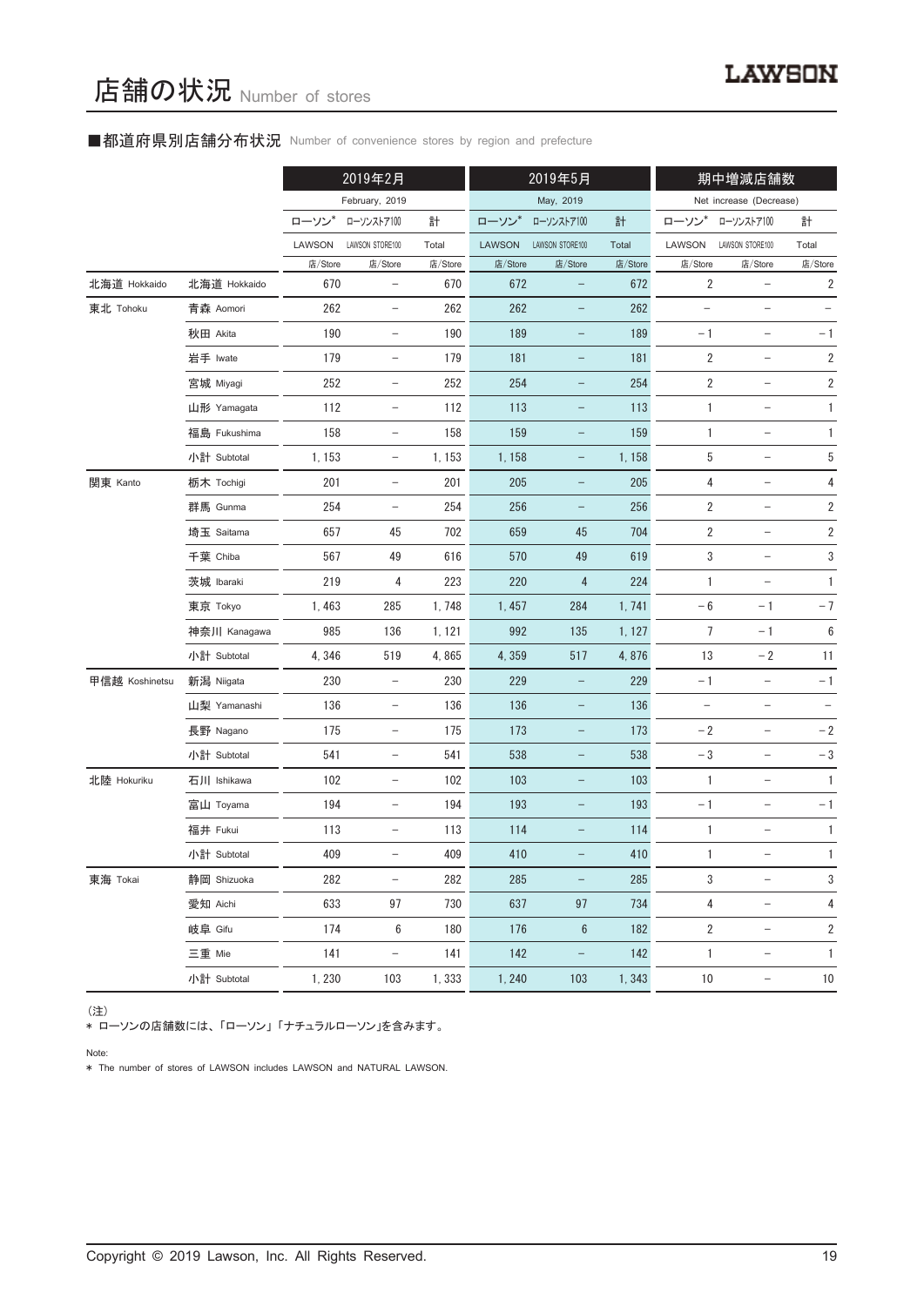# 店舗の状況 Number of stores

## ■都道府県別店舗分布状況 Number of convenience stores by region and prefecture

| | | 2019年2月 | | | 2019年5月 | | | 期中増減店舗数 | | |
|---|---|---|---|---|---|---|---|---|---|---|
| | | February, 2019 | | | May, 2019 | | | Net increase (Decrease) | | |
| | | ローソン* | ローソンストア100 | 計 | ローソン* | ローソンストア100 | 計 | ローソン* | ローソンストア100 | 計 |
| | | LAWSON | LAWSON STORE100 | Total | LAWSON | LAWSON STORE100 | Total | LAWSON | LAWSON STORE100 | Total |
| | | 店/Store | 店/Store | 店/Store | 店/Store | 店/Store | 店/Store | 店/Store | 店/Store | 店/Store |
| 北海道 Hokkaido | 北海道 Hokkaido | 670 | – | 670 | 672 | – | 672 | 2 | – | 2 |
| 東北 Tohoku | 青森 Aomori | 262 | – | 262 | 262 | – | 262 | – | – | – |
| | 秋田 Akita | 190 | – | 190 | 189 | – | 189 | −1 | – | −1 |
| | 岩手 Iwate | 179 | – | 179 | 181 | – | 181 | 2 | – | 2 |
| | 宮城 Miyagi | 252 | – | 252 | 254 | – | 254 | 2 | – | 2 |
| | 山形 Yamagata | 112 | – | 112 | 113 | – | 113 | 1 | – | 1 |
| | 福島 Fukushima | 158 | – | 158 | 159 | – | 159 | 1 | – | 1 |
| | 小計 Subtotal | 1, 153 | – | 1, 153 | 1, 158 | – | 1, 158 | 5 | – | 5 |
| 関東 Kanto | 栃木 Tochigi | 201 | – | 201 | 205 | – | 205 | 4 | – | 4 |
| | 群馬 Gunma | 254 | – | 254 | 256 | – | 256 | 2 | – | 2 |
| | 埼玉 Saitama | 657 | 45 | 702 | 659 | 45 | 704 | 2 | – | 2 |
| | 千葉 Chiba | 567 | 49 | 616 | 570 | 49 | 619 | 3 | – | 3 |
| | 茨城 Ibaraki | 219 | 4 | 223 | 220 | 4 | 224 | 1 | – | 1 |
| | 東京 Tokyo | 1, 463 | 285 | 1, 748 | 1, 457 | 284 | 1, 741 | −6 | −1 | −7 |
| | 神奈川 Kanagawa | 985 | 136 | 1, 121 | 992 | 135 | 1, 127 | 7 | −1 | 6 |
| | 小計 Subtotal | 4, 346 | 519 | 4, 865 | 4, 359 | 517 | 4, 876 | 13 | −2 | 11 |
| 甲信越 Koshinetsu | 新潟 Niigata | 230 | – | 230 | 229 | – | 229 | −1 | – | −1 |
| | 山梨 Yamanashi | 136 | – | 136 | 136 | – | 136 | – | – | – |
| | 長野 Nagano | 175 | – | 175 | 173 | – | 173 | −2 | – | −2 |
| | 小計 Subtotal | 541 | – | 541 | 538 | – | 538 | −3 | – | −3 |
| 北陸 Hokuriku | 石川 Ishikawa | 102 | – | 102 | 103 | – | 103 | 1 | – | 1 |
| | 富山 Toyama | 194 | – | 194 | 193 | – | 193 | −1 | – | −1 |
| | 福井 Fukui | 113 | – | 113 | 114 | – | 114 | 1 | – | 1 |
| | 小計 Subtotal | 409 | – | 409 | 410 | – | 410 | 1 | – | 1 |
| 東海 Tokai | 静岡 Shizuoka | 282 | – | 282 | 285 | – | 285 | 3 | – | 3 |
| | 愛知 Aichi | 633 | 97 | 730 | 637 | 97 | 734 | 4 | – | 4 |
| | 岐阜 Gifu | 174 | 6 | 180 | 176 | 6 | 182 | 2 | – | 2 |
| | 三重 Mie | 141 | – | 141 | 142 | – | 142 | 1 | – | 1 |
| | 小計 Subtotal | 1, 230 | 103 | 1, 333 | 1, 240 | 103 | 1, 343 | 10 | – | 10 |

（注）
* ローソンの店舗数には、「ローソン」「ナチュラルローソン」を含みます。

Note:
* The number of stores of LAWSON includes LAWSON and NATURAL LAWSON.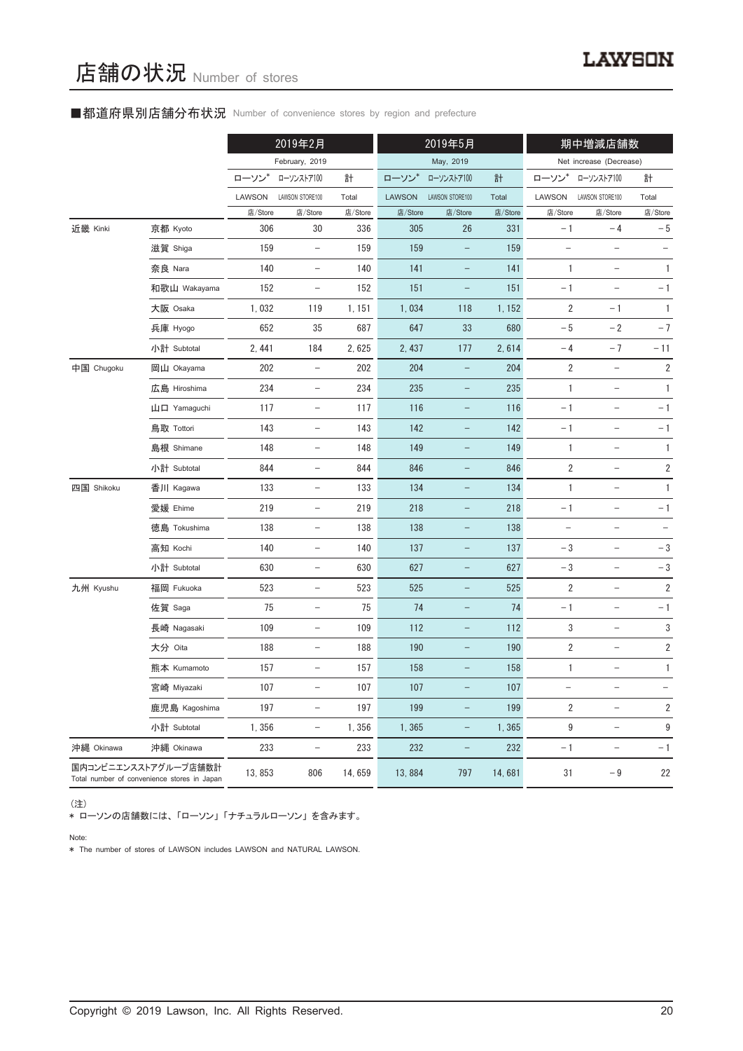# 店舗の状況 Number of stores

## ■都道府県別店舗分布状況 Number of convenience stores by region and prefecture

| | | 2019年2月 February, 2019 | | | 2019年5月 May, 2019 | | | 期中増減店舗数 Net increase (Decrease) | | |
|---|---|---|---|---|---|---|---|---|---|---|
| | | ローソン* LAWSON | ローソンストア100 LAWSON STORE100 | 計 Total | ローソン* LAWSON | ローソンストア100 LAWSON STORE100 | 計 Total | ローソン* LAWSON | ローソンストア100 LAWSON STORE100 | 計 Total |
| | | 店/Store | 店/Store | 店/Store | 店/Store | 店/Store | 店/Store | 店/Store | 店/Store | 店/Store |
| 近畿 Kinki | 京都 Kyoto | 306 | 30 | 336 | 305 | 26 | 331 | −1 | −4 | −5 |
| | 滋賀 Shiga | 159 | − | 159 | 159 | − | 159 | − | − | − |
| | 奈良 Nara | 140 | − | 140 | 141 | − | 141 | 1 | − | 1 |
| | 和歌山 Wakayama | 152 | − | 152 | 151 | − | 151 | −1 | − | −1 |
| | 大阪 Osaka | 1,032 | 119 | 1,151 | 1,034 | 118 | 1,152 | 2 | −1 | 1 |
| | 兵庫 Hyogo | 652 | 35 | 687 | 647 | 33 | 680 | −5 | −2 | −7 |
| | 小計 Subtotal | 2,441 | 184 | 2,625 | 2,437 | 177 | 2,614 | −4 | −7 | −11 |
| 中国 Chugoku | 岡山 Okayama | 202 | − | 202 | 204 | − | 204 | 2 | − | 2 |
| | 広島 Hiroshima | 234 | − | 234 | 235 | − | 235 | 1 | − | 1 |
| | 山口 Yamaguchi | 117 | − | 117 | 116 | − | 116 | −1 | − | −1 |
| | 鳥取 Tottori | 143 | − | 143 | 142 | − | 142 | −1 | − | −1 |
| | 島根 Shimane | 148 | − | 148 | 149 | − | 149 | 1 | − | 1 |
| | 小計 Subtotal | 844 | − | 844 | 846 | − | 846 | 2 | − | 2 |
| 四国 Shikoku | 香川 Kagawa | 133 | − | 133 | 134 | − | 134 | 1 | − | 1 |
| | 愛媛 Ehime | 219 | − | 219 | 218 | − | 218 | −1 | − | −1 |
| | 徳島 Tokushima | 138 | − | 138 | 138 | − | 138 | − | − | − |
| | 高知 Kochi | 140 | − | 140 | 137 | − | 137 | −3 | − | −3 |
| | 小計 Subtotal | 630 | − | 630 | 627 | − | 627 | −3 | − | −3 |
| 九州 Kyushu | 福岡 Fukuoka | 523 | − | 523 | 525 | − | 525 | 2 | − | 2 |
| | 佐賀 Saga | 75 | − | 75 | 74 | − | 74 | −1 | − | −1 |
| | 長崎 Nagasaki | 109 | − | 109 | 112 | − | 112 | 3 | − | 3 |
| | 大分 Oita | 188 | − | 188 | 190 | − | 190 | 2 | − | 2 |
| | 熊本 Kumamoto | 157 | − | 157 | 158 | − | 158 | 1 | − | 1 |
| | 宮崎 Miyazaki | 107 | − | 107 | 107 | − | 107 | − | − | − |
| | 鹿児島 Kagoshima | 197 | − | 197 | 199 | − | 199 | 2 | − | 2 |
| | 小計 Subtotal | 1,356 | − | 1,356 | 1,365 | − | 1,365 | 9 | − | 9 |
| 沖縄 Okinawa | 沖縄 Okinawa | 233 | − | 233 | 232 | − | 232 | −1 | − | −1 |
| 国内コンビニエンスストアグループ店舗数計 Total number of convenience stores in Japan | | 13,853 | 806 | 14,659 | 13,884 | 797 | 14,681 | 31 | −9 | 22 |

（注）
* ローソンの店舗数には、「ローソン」「ナチュラルローソン」を含みます。

Note:
* The number of stores of LAWSON includes LAWSON and NATURAL LAWSON.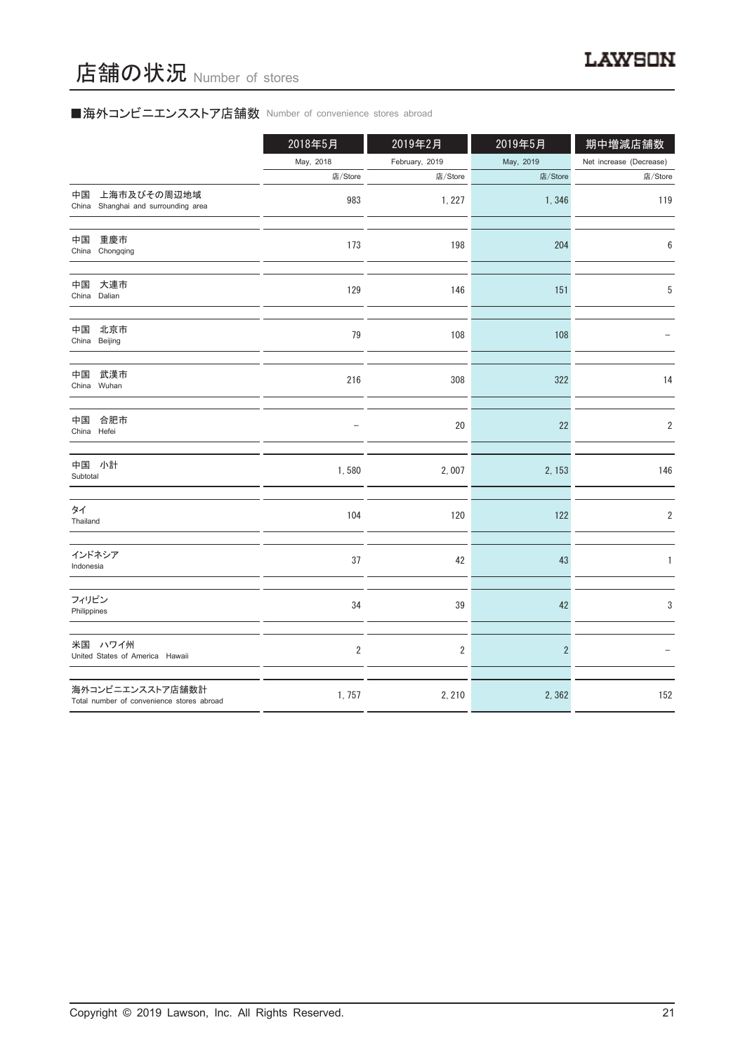# 店舗の状況 Number of stores

## ■海外コンビニエンスストア店舗数 Number of convenience stores abroad

| | 2018年5月 May, 2018 店/Store | 2019年2月 February, 2019 店/Store | 2019年5月 May, 2019 店/Store | 期中増減店舗数 Net increase (Decrease) 店/Store |
|---|---|---|---|---|
| 中国　上海市及びその周辺地域 China　Shanghai and surrounding area | 983 | 1, 227 | 1, 346 | 119 |
| 中国　重慶市 China　Chongqing | 173 | 198 | 204 | 6 |
| 中国　大連市 China　Dalian | 129 | 146 | 151 | 5 |
| 中国　北京市 China　Beijing | 79 | 108 | 108 | – |
| 中国　武漢市 China　Wuhan | 216 | 308 | 322 | 14 |
| 中国　合肥市 China　Hefei | – | 20 | 22 | 2 |
| 中国　小計 Subtotal | 1, 580 | 2, 007 | 2, 153 | 146 |
| タイ Thailand | 104 | 120 | 122 | 2 |
| インドネシア Indonesia | 37 | 42 | 43 | 1 |
| フィリピン Philippines | 34 | 39 | 42 | 3 |
| 米国　ハワイ州 United States of America　Hawaii | 2 | 2 | 2 | – |
| 海外コンビニエンスストア店舗数計 Total number of convenience stores abroad | 1, 757 | 2, 210 | 2, 362 | 152 |

Copyright © 2019 Lawson, Inc. All Rights Reserved.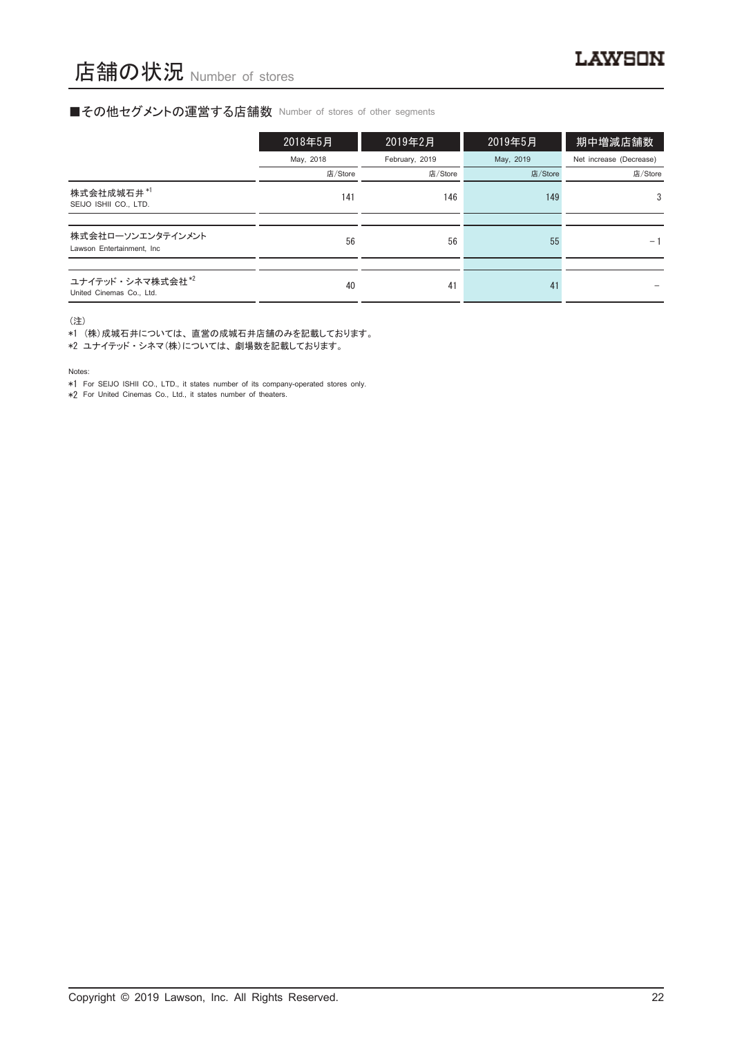# 店舗の状況 Number of stores

## ■その他セグメントの運営する店舗数 Number of stores of other segments

| | 2018年5月 May, 2018 店/Store | 2019年2月 February, 2019 店/Store | 2019年5月 May, 2019 店/Store | 期中増減店舗数 Net increase (Decrease) 店/Store |
|---|---|---|---|---|
| 株式会社成城石井 *1 SEIJO ISHII CO., LTD. | 141 | 146 | 149 | 3 |
| 株式会社ローソンエンタテインメント Lawson Entertainment, Inc | 56 | 56 | 55 | －1 |
| ユナイテッド・シネマ株式会社 *2 United Cinemas Co., Ltd. | 40 | 41 | 41 | － |

（注）
*1 （株）成城石井については、直営の成城石井店舗のみを記載しております。
*2 ユナイテッド・シネマ（株）については、劇場数を記載しております。

Notes:
*1 For SEIJO ISHII CO., LTD., it states number of its company-operated stores only.
*2 For United Cinemas Co., Ltd., it states number of theaters.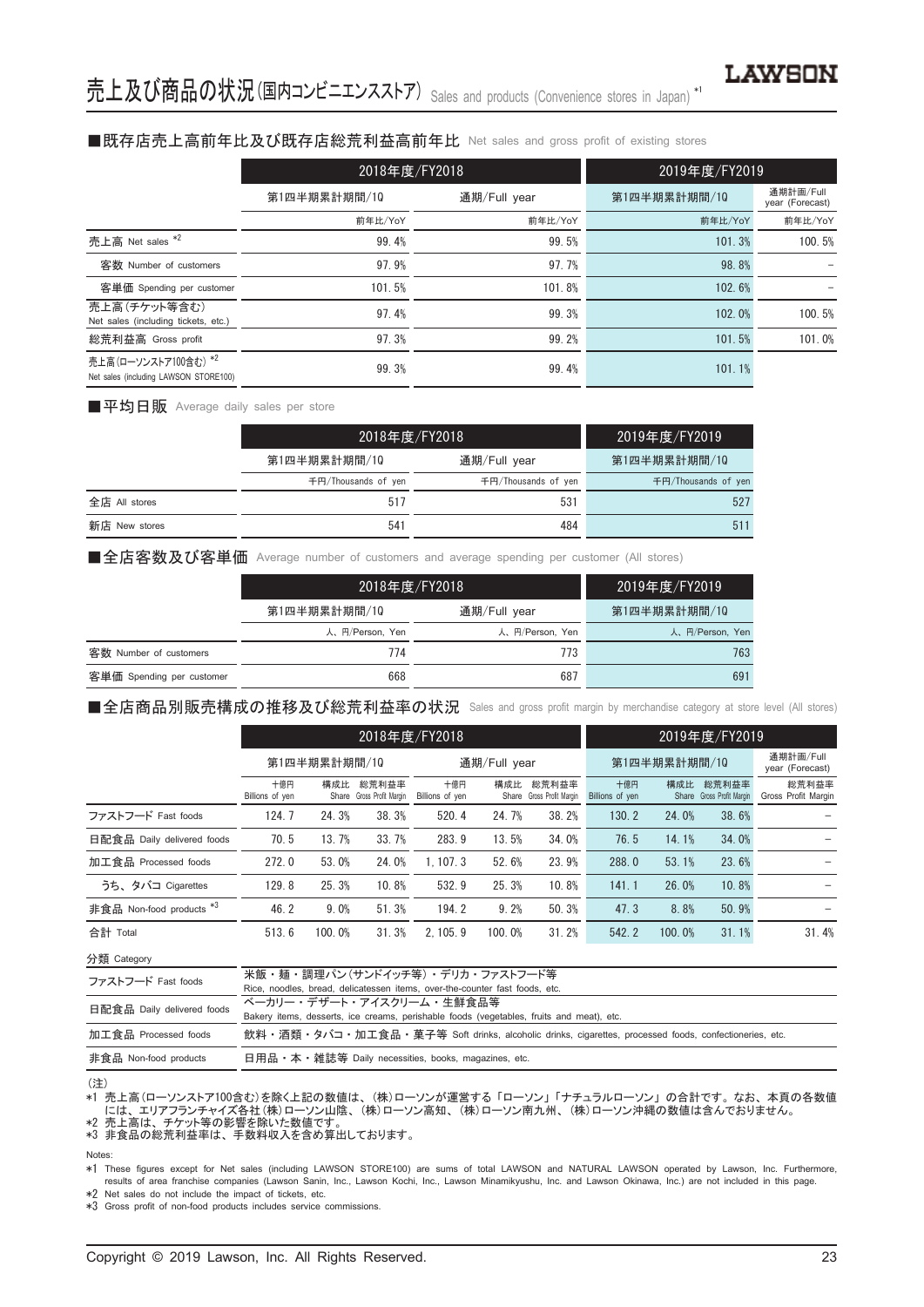# 売上及び商品の状況(国内コンビニエンスストア) Sales and products (Convenience stores in Japan) *1

## ■既存店売上高前年比及び既存店総荒利益高前年比 Net sales and gross profit of existing stores

| | 2018年度/FY2018 | | 2019年度/FY2019 | |
|---|---|---|---|---|
| | 第1四半期累計期間/1Q | 通期/Full year | 第1四半期累計期間/1Q | 通期計画/Full year (Forecast) |
| | 前年比/YoY | 前年比/YoY | 前年比/YoY | 前年比/YoY |
| 売上高 Net sales *2 | 99.4% | 99.5% | 101.3% | 100.5% |
| 客数 Number of customers | 97.9% | 97.7% | 98.8% | – |
| 客単価 Spending per customer | 101.5% | 101.8% | 102.6% | – |
| 売上高(チケット等含む) Net sales (including tickets, etc.) | 97.4% | 99.3% | 102.0% | 100.5% |
| 総荒利益高 Gross profit | 97.3% | 99.2% | 101.5% | 101.0% |
| 売上高(ローソンストア100含む) *2 Net sales (including LAWSON STORE100) | 99.3% | 99.4% | 101.1% | |

## ■平均日販 Average daily sales per store

| | 2018年度/FY2018 | | 2019年度/FY2019 |
|---|---|---|---|
| | 第1四半期累計期間/1Q | 通期/Full year | 第1四半期累計期間/1Q |
| | 千円/Thousands of yen | 千円/Thousands of yen | 千円/Thousands of yen |
| 全店 All stores | 517 | 531 | 527 |
| 新店 New stores | 541 | 484 | 511 |

## ■全店客数及び客単価 Average number of customers and average spending per customer (All stores)

| | 2018年度/FY2018 | | 2019年度/FY2019 |
|---|---|---|---|
| | 第1四半期累計期間/1Q | 通期/Full year | 第1四半期累計期間/1Q |
| | 人、円/Person, Yen | 人、円/Person, Yen | 人、円/Person, Yen |
| 客数 Number of customers | 774 | 773 | 763 |
| 客単価 Spending per customer | 668 | 687 | 691 |

## ■全店商品別販売構成の推移及び総荒利益率の状況 Sales and gross profit margin by merchandise category at store level (All stores)

| | 2018年度/FY2018 | | | | | | 2019年度/FY2019 | | | |
|---|---|---|---|---|---|---|---|---|---|---|
| | 第1四半期累計期間/1Q | | | 通期/Full year | | | 第1四半期累計期間/1Q | | | 通期計画/Full year (Forecast) |
| | 十億円 Billions of yen | 構成比 Share | 総荒利益率 Gross Profit Margin | 十億円 Billions of yen | 構成比 Share | 総荒利益率 Gross Profit Margin | 十億円 Billions of yen | 構成比 Share | 総荒利益率 Gross Profit Margin | 総荒利益率 Gross Profit Margin |
| ファストフード Fast foods | 124.7 | 24.3% | 38.3% | 520.4 | 24.7% | 38.2% | 130.2 | 24.0% | 38.6% | – |
| 日配食品 Daily delivered foods | 70.5 | 13.7% | 33.7% | 283.9 | 13.5% | 34.0% | 76.5 | 14.1% | 34.0% | – |
| 加工食品 Processed foods | 272.0 | 53.0% | 24.0% | 1,107.3 | 52.6% | 23.9% | 288.0 | 53.1% | 23.6% | – |
| うち、タバコ Cigarettes | 129.8 | 25.3% | 10.8% | 532.9 | 25.3% | 10.8% | 141.1 | 26.0% | 10.8% | – |
| 非食品 Non-food products *3 | 46.2 | 9.0% | 51.3% | 194.2 | 9.2% | 50.3% | 47.3 | 8.8% | 50.9% | – |
| 合計 Total | 513.6 | 100.0% | 31.3% | 2,105.9 | 100.0% | 31.2% | 542.2 | 100.0% | 31.1% | 31.4% |

分類 Category

| | |
|---|---|
| ファストフード Fast foods | 米飯・麺・調理パン(サンドイッチ等)・デリカ・ファストフード等 Rice, noodles, bread, delicatessen items, over-the-counter fast foods, etc. |
| 日配食品 Daily delivered foods | ベーカリー・デザート・アイスクリーム・生鮮食品等 Bakery items, desserts, ice creams, perishable foods (vegetables, fruits and meat), etc. |
| 加工食品 Processed foods | 飲料・酒類・タバコ・加工食品・菓子等 Soft drinks, alcoholic drinks, cigarettes, processed foods, confectioneries, etc. |
| 非食品 Non-food products | 日用品・本・雑誌等 Daily necessities, books, magazines, etc. |

(注)
*1 売上高(ローソンストア100含む)を除く上記の数値は、(株)ローソンが運営する「ローソン」「ナチュラルローソン」の合計です。なお、本頁の各数値には、エリアフランチャイズ各社(株)ローソン山陰、(株)ローソン高知、(株)ローソン南九州、(株)ローソン沖縄の数値は含んでおりません。
*2 売上高は、チケット等の影響を除いた数値です。
*3 非食品の総荒利益率は、手数料収入を含め算出しております。

Notes:
*1 These figures except for Net sales (including LAWSON STORE100) are sums of total LAWSON and NATURAL LAWSON operated by Lawson, Inc. Furthermore, results of area franchise companies (Lawson Sanin, Inc., Lawson Kochi, Inc., Lawson Minamikyushu, Inc. and Lawson Okinawa, Inc.) are not included in this page.
*2 Net sales do not include the impact of tickets, etc.
*3 Gross profit of non-food products includes service commissions.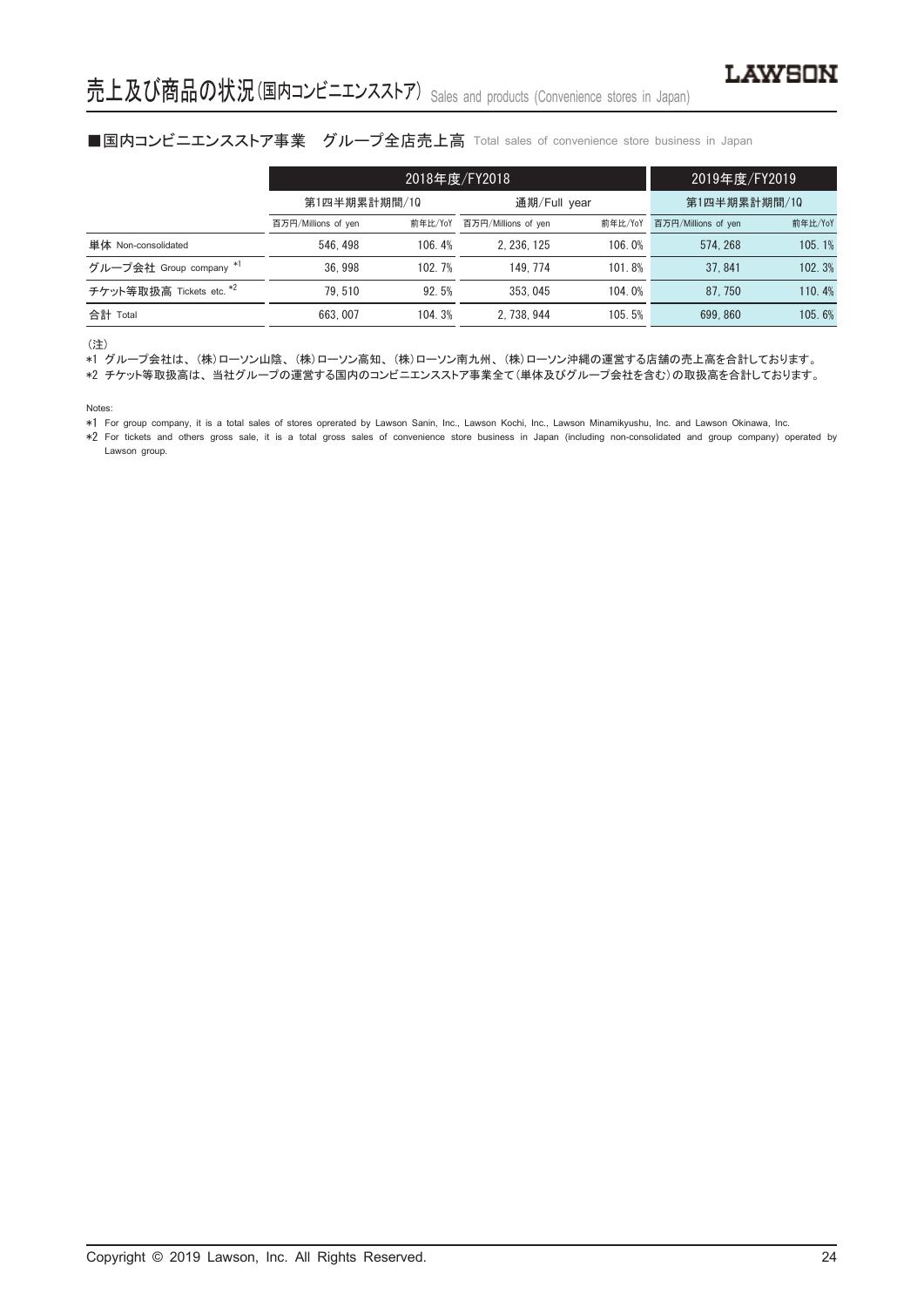# 売上及び商品の状況(国内コンビニエンスストア) Sales and products (Convenience stores in Japan)

## ■国内コンビニエンスストア事業　グループ全店売上高 Total sales of convenience store business in Japan

| | 2018年度/FY2018 | | | | 2019年度/FY2019 | |
|---|---|---|---|---|---|---|
| | 第1四半期累計期間/1Q | | 通期/Full year | | 第1四半期累計期間/1Q | |
| | 百万円/Millions of yen | 前年比/YoY | 百万円/Millions of yen | 前年比/YoY | 百万円/Millions of yen | 前年比/YoY |
| 単体 Non-consolidated | 546, 498 | 106. 4% | 2, 236, 125 | 106. 0% | 574, 268 | 105. 1% |
| グループ会社 Group company *1 | 36, 998 | 102. 7% | 149, 774 | 101. 8% | 37, 841 | 102. 3% |
| チケット等取扱高 Tickets etc. *2 | 79, 510 | 92. 5% | 353, 045 | 104. 0% | 87, 750 | 110. 4% |
| 合計 Total | 663, 007 | 104. 3% | 2, 738, 944 | 105. 5% | 699, 860 | 105. 6% |

(注)
*1 グループ会社は、(株)ローソン山陰、(株)ローソン高知、(株)ローソン南九州、(株)ローソン沖縄の運営する店舗の売上高を合計しております。
*2 チケット等取扱高は、当社グループの運営する国内のコンビニエンスストア事業全て(単体及びグループ会社を含む)の取扱高を合計しております。

Notes:
*1 For group company, it is a total sales of stores oprerated by Lawson Sanin, Inc., Lawson Kochi, Inc., Lawson Minamikyushu, Inc. and Lawson Okinawa, Inc.
*2 For tickets and others gross sale, it is a total gross sales of convenience store business in Japan (including non-consolidated and group company) operated by Lawson group.